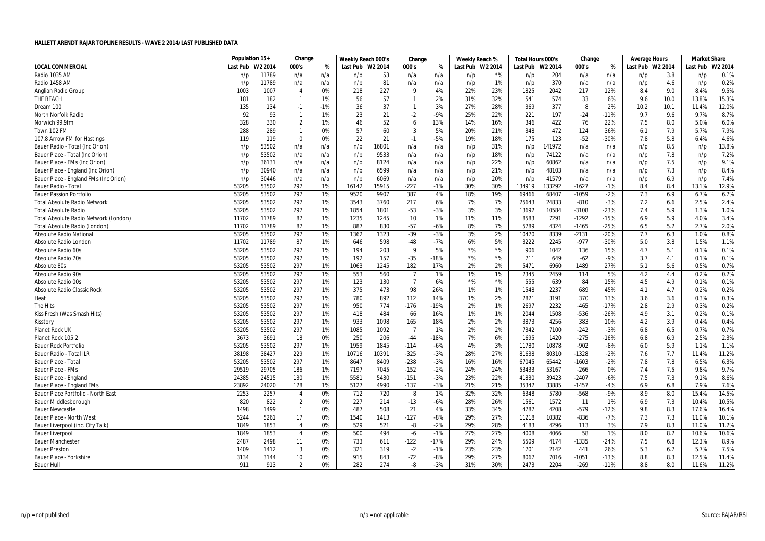## HALLETT ARENDT RAJAR TOPLINE RESULTS - WAVE 2 2014/LAST PUBLISHED DATA

| | Population 15+ | | Change | | Weekly Reach 000's | | Change | | Weekly Reach % | | Total Hours 000's | | Change | | Average Hours | | Market Share | |
|---|---|---|---|---|---|---|---|---|---|---|---|---|---|---|---|---|---|---|
| LOCAL COMMERCIAL | Last Pub | W2 2014 | 000's | % | Last Pub | W2 2014 | 000's | % | Last Pub | W2 2014 | Last Pub | W2 2014 | 000's | % | Last Pub | W2 2014 | Last Pub | W2 2014 |
| Radio 1035 AM | n/p | 11789 | n/a | n/a | n/p | 53 | n/a | n/a | n/p | *% | n/p | 204 | n/a | n/a | n/p | 3.8 | n/p | 0.1% |
| Radio 1458 AM | n/p | 11789 | n/a | n/a | n/p | 81 | n/a | n/a | n/p | 1% | n/p | 370 | n/a | n/a | n/p | 4.6 | n/p | 0.2% |
| Anglian Radio Group | 1003 | 1007 | 4 | 0% | 218 | 227 | 9 | 4% | 22% | 23% | 1825 | 2042 | 217 | 12% | 8.4 | 9.0 | 8.4% | 9.5% |
| THE BEACH | 181 | 182 | 1 | 1% | 56 | 57 | 1 | 2% | 31% | 32% | 541 | 574 | 33 | 6% | 9.6 | 10.0 | 13.8% | 15.3% |
| Dream 100 | 135 | 134 | -1 | -1% | 36 | 37 | 1 | 3% | 27% | 28% | 369 | 377 | 8 | 2% | 10.2 | 10.1 | 11.4% | 12.0% |
| North Norfolk Radio | 92 | 93 | 1 | 1% | 23 | 21 | -2 | -9% | 25% | 22% | 221 | 197 | -24 | -11% | 9.7 | 9.6 | 9.7% | 8.7% |
| Norwich 99.9fm | 328 | 330 | 2 | 1% | 46 | 52 | 6 | 13% | 14% | 16% | 346 | 422 | 76 | 22% | 7.5 | 8.0 | 5.0% | 6.0% |
| Town 102 FM | 288 | 289 | 1 | 0% | 57 | 60 | 3 | 5% | 20% | 21% | 348 | 472 | 124 | 36% | 6.1 | 7.9 | 5.7% | 7.9% |
| 107.8 Arrow FM for Hastings | 119 | 119 | 0 | 0% | 22 | 21 | -1 | -5% | 19% | 18% | 175 | 123 | -52 | -30% | 7.8 | 5.8 | 6.4% | 4.6% |
| Bauer Radio - Total (Inc Orion) | n/p | 53502 | n/a | n/a | n/p | 16801 | n/a | n/a | n/p | 31% | n/p | 141972 | n/a | n/a | n/p | 8.5 | n/p | 13.8% |
| Bauer Place - Total (Inc Orion) | n/p | 53502 | n/a | n/a | n/p | 9533 | n/a | n/a | n/p | 18% | n/p | 74122 | n/a | n/a | n/p | 7.8 | n/p | 7.2% |
| Bauer Place - FMs (Inc Orion) | n/p | 36131 | n/a | n/a | n/p | 8124 | n/a | n/a | n/p | 22% | n/p | 60862 | n/a | n/a | n/p | 7.5 | n/p | 9.1% |
| Bauer Place - England (Inc Orion) | n/p | 30940 | n/a | n/a | n/p | 6599 | n/a | n/a | n/p | 21% | n/p | 48103 | n/a | n/a | n/p | 7.3 | n/p | 8.4% |
| Bauer Place - England FMs (Inc Orion) | n/p | 30446 | n/a | n/a | n/p | 6069 | n/a | n/a | n/p | 20% | n/p | 41579 | n/a | n/a | n/p | 6.9 | n/p | 7.4% |
| Bauer Radio - Total | 53205 | 53502 | 297 | 1% | 16142 | 15915 | -227 | -1% | 30% | 30% | 134919 | 133292 | -1627 | -1% | 8.4 | 8.4 | 13.1% | 12.9% |
| Bauer Passion Portfolio | 53205 | 53502 | 297 | 1% | 9520 | 9907 | 387 | 4% | 18% | 19% | 69466 | 68407 | -1059 | -2% | 7.3 | 6.9 | 6.7% | 6.7% |
| Total Absolute Radio Network | 53205 | 53502 | 297 | 1% | 3543 | 3760 | 217 | 6% | 7% | 7% | 25643 | 24833 | -810 | -3% | 7.2 | 6.6 | 2.5% | 2.4% |
| Total Absolute Radio | 53205 | 53502 | 297 | 1% | 1854 | 1801 | -53 | -3% | 3% | 3% | 13692 | 10584 | -3108 | -23% | 7.4 | 5.9 | 1.3% | 1.0% |
| Total Absolute Radio Network (London) | 11702 | 11789 | 87 | 1% | 1235 | 1245 | 10 | 1% | 11% | 11% | 8583 | 7291 | -1292 | -15% | 6.9 | 5.9 | 4.0% | 3.4% |
| Total Absolute Radio (London) | 11702 | 11789 | 87 | 1% | 887 | 830 | -57 | -6% | 8% | 7% | 5789 | 4324 | -1465 | -25% | 6.5 | 5.2 | 2.7% | 2.0% |
| Absolute Radio National | 53205 | 53502 | 297 | 1% | 1362 | 1323 | -39 | -3% | 3% | 2% | 10470 | 8339 | -2131 | -20% | 7.7 | 6.3 | 1.0% | 0.8% |
| Absolute Radio London | 11702 | 11789 | 87 | 1% | 646 | 598 | -48 | -7% | 6% | 5% | 3222 | 2245 | -977 | -30% | 5.0 | 3.8 | 1.5% | 1.1% |
| Absolute Radio 60s | 53205 | 53502 | 297 | 1% | 194 | 203 | 9 | 5% | *% | *% | 906 | 1042 | 136 | 15% | 4.7 | 5.1 | 0.1% | 0.1% |
| Absolute Radio 70s | 53205 | 53502 | 297 | 1% | 192 | 157 | -35 | -18% | *% | *% | 711 | 649 | -62 | -9% | 3.7 | 4.1 | 0.1% | 0.1% |
| Absolute 80s | 53205 | 53502 | 297 | 1% | 1063 | 1245 | 182 | 17% | 2% | 2% | 5471 | 6960 | 1489 | 27% | 5.1 | 5.6 | 0.5% | 0.7% |
| Absolute Radio 90s | 53205 | 53502 | 297 | 1% | 553 | 560 | 7 | 1% | 1% | 1% | 2345 | 2459 | 114 | 5% | 4.2 | 4.4 | 0.2% | 0.2% |
| Absolute Radio 00s | 53205 | 53502 | 297 | 1% | 123 | 130 | 7 | 6% | *% | *% | 555 | 639 | 84 | 15% | 4.5 | 4.9 | 0.1% | 0.1% |
| Absolute Radio Classic Rock | 53205 | 53502 | 297 | 1% | 375 | 473 | 98 | 26% | 1% | 1% | 1548 | 2237 | 689 | 45% | 4.1 | 4.7 | 0.2% | 0.2% |
| Heat | 53205 | 53502 | 297 | 1% | 780 | 892 | 112 | 14% | 1% | 2% | 2821 | 3191 | 370 | 13% | 3.6 | 3.6 | 0.3% | 0.3% |
| The Hits | 53205 | 53502 | 297 | 1% | 950 | 774 | -176 | -19% | 2% | 1% | 2697 | 2232 | -465 | -17% | 2.8 | 2.9 | 0.3% | 0.2% |
| Kiss Fresh (Was Smash Hits) | 53205 | 53502 | 297 | 1% | 418 | 484 | 66 | 16% | 1% | 1% | 2044 | 1508 | -536 | -26% | 4.9 | 3.1 | 0.2% | 0.1% |
| Kisstory | 53205 | 53502 | 297 | 1% | 933 | 1098 | 165 | 18% | 2% | 2% | 3873 | 4256 | 383 | 10% | 4.2 | 3.9 | 0.4% | 0.4% |
| Planet Rock UK | 53205 | 53502 | 297 | 1% | 1085 | 1092 | 7 | 1% | 2% | 2% | 7342 | 7100 | -242 | -3% | 6.8 | 6.5 | 0.7% | 0.7% |
| Planet Rock 105.2 | 3673 | 3691 | 18 | 0% | 250 | 206 | -44 | -18% | 7% | 6% | 1695 | 1420 | -275 | -16% | 6.8 | 6.9 | 2.5% | 2.3% |
| Bauer Rock Portfolio | 53205 | 53502 | 297 | 1% | 1959 | 1845 | -114 | -6% | 4% | 3% | 11780 | 10878 | -902 | -8% | 6.0 | 5.9 | 1.1% | 1.1% |
| Bauer Radio - Total ILR | 38198 | 38427 | 229 | 1% | 10716 | 10391 | -325 | -3% | 28% | 27% | 81638 | 80310 | -1328 | -2% | 7.6 | 7.7 | 11.4% | 11.2% |
| Bauer Place - Total | 53205 | 53502 | 297 | 1% | 8647 | 8409 | -238 | -3% | 16% | 16% | 67045 | 65442 | -1603 | -2% | 7.8 | 7.8 | 6.5% | 6.3% |
| Bauer Place - FMs | 29519 | 29705 | 186 | 1% | 7197 | 7045 | -152 | -2% | 24% | 24% | 53433 | 53167 | -266 | 0% | 7.4 | 7.5 | 9.8% | 9.7% |
| Bauer Place - England | 24385 | 24515 | 130 | 1% | 5581 | 5430 | -151 | -3% | 23% | 22% | 41830 | 39423 | -2407 | -6% | 7.5 | 7.3 | 9.1% | 8.6% |
| Bauer Place - England FMs | 23892 | 24020 | 128 | 1% | 5127 | 4990 | -137 | -3% | 21% | 21% | 35342 | 33885 | -1457 | -4% | 6.9 | 6.8 | 7.9% | 7.6% |
| Bauer Place Portfolio - North East | 2253 | 2257 | 4 | 0% | 712 | 720 | 8 | 1% | 32% | 32% | 6348 | 5780 | -568 | -9% | 8.9 | 8.0 | 15.4% | 14.5% |
| Bauer Middlesborough | 820 | 822 | 2 | 0% | 227 | 214 | -13 | -6% | 28% | 26% | 1561 | 1572 | 11 | 1% | 6.9 | 7.3 | 10.4% | 10.5% |
| Bauer Newcastle | 1498 | 1499 | 1 | 0% | 487 | 508 | 21 | 4% | 33% | 34% | 4787 | 4208 | -579 | -12% | 9.8 | 8.3 | 17.6% | 16.4% |
| Bauer Place - North West | 5244 | 5261 | 17 | 0% | 1540 | 1413 | -127 | -8% | 29% | 27% | 11218 | 10382 | -836 | -7% | 7.3 | 7.3 | 11.0% | 10.1% |
| Bauer Liverpool (inc. City Talk) | 1849 | 1853 | 4 | 0% | 529 | 521 | -8 | -2% | 29% | 28% | 4183 | 4296 | 113 | 3% | 7.9 | 8.3 | 11.0% | 11.2% |
| Bauer Liverpool | 1849 | 1853 | 4 | 0% | 500 | 494 | -6 | -1% | 27% | 27% | 4008 | 4066 | 58 | 1% | 8.0 | 8.2 | 10.6% | 10.6% |
| Bauer Manchester | 2487 | 2498 | 11 | 0% | 733 | 611 | -122 | -17% | 29% | 24% | 5509 | 4174 | -1335 | -24% | 7.5 | 6.8 | 12.3% | 8.9% |
| Bauer Preston | 1409 | 1412 | 3 | 0% | 321 | 319 | -2 | -1% | 23% | 23% | 1701 | 2142 | 441 | 26% | 5.3 | 6.7 | 5.7% | 7.5% |
| Bauer Place - Yorkshire | 3134 | 3144 | 10 | 0% | 915 | 843 | -72 | -8% | 29% | 27% | 8067 | 7016 | -1051 | -13% | 8.8 | 8.3 | 12.5% | 11.4% |
| Bauer Hull | 911 | 913 | 2 | 0% | 282 | 274 | -8 | -3% | 31% | 30% | 2473 | 2204 | -269 | -11% | 8.8 | 8.0 | 11.6% | 11.2% |

n/p = not published | n/a = not applicable | Source: RAJAR/RSL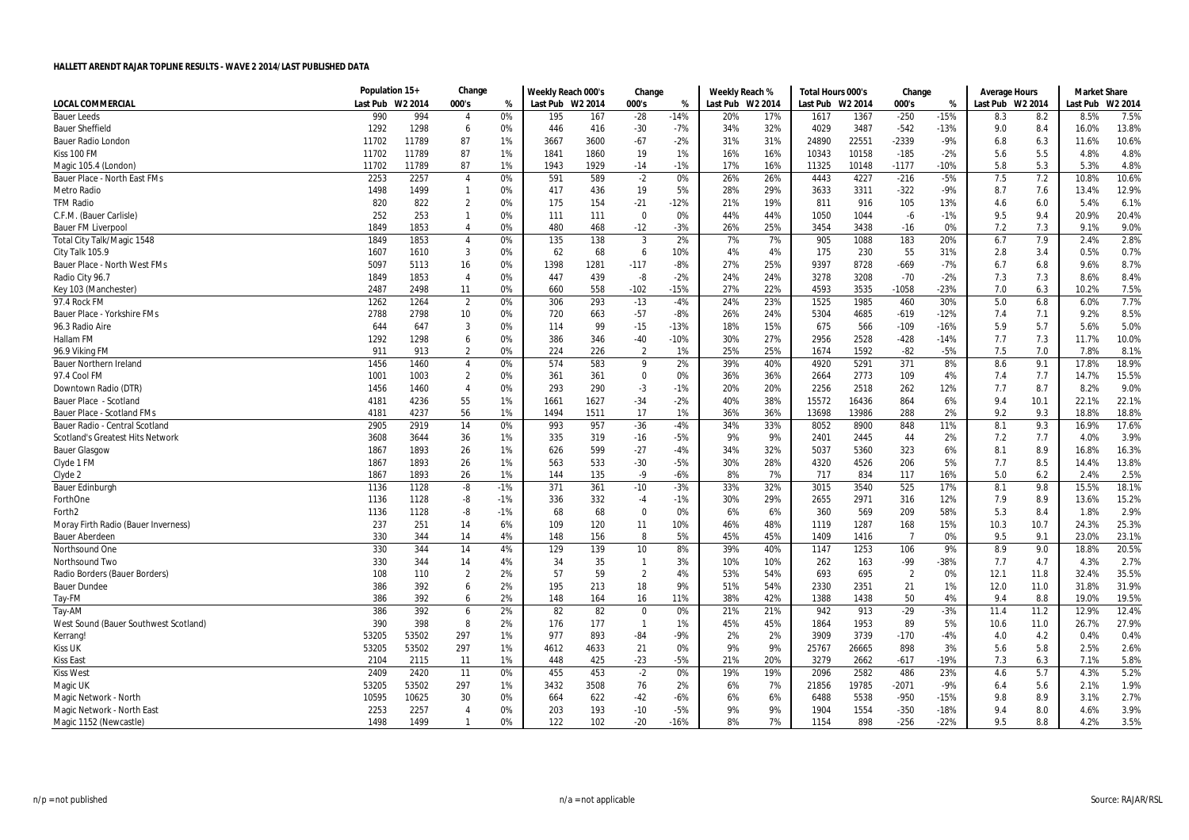**HALLETT ARENDT RAJAR TOPLINE RESULTS - WAVE 2 2014/LAST PUBLISHED DATA**

| | Population 15+ | | Change | | Weekly Reach 000's | | Change | | Weekly Reach % | | Total Hours 000's | | Change | | Average Hours | | Market Share | |
|---|---|---|---|---|---|---|---|---|---|---|---|---|---|---|---|---|---|---|
| LOCAL COMMERCIAL | Last Pub | W2 2014 | 000's | % | Last Pub | W2 2014 | 000's | % | Last Pub | W2 2014 | Last Pub | W2 2014 | 000's | % | Last Pub | W2 2014 | Last Pub | W2 2014 |
| Bauer Leeds | 990 | 994 | 4 | 0% | 195 | 167 | -28 | -14% | 20% | 17% | 1617 | 1367 | -250 | -15% | 8.3 | 8.2 | 8.5% | 7.5% |
| Bauer Sheffield | 1292 | 1298 | 6 | 0% | 446 | 416 | -30 | -7% | 34% | 32% | 4029 | 3487 | -542 | -13% | 9.0 | 8.4 | 16.0% | 13.8% |
| Bauer Radio London | 11702 | 11789 | 87 | 1% | 3667 | 3600 | -67 | -2% | 31% | 31% | 24890 | 22551 | -2339 | -9% | 6.8 | 6.3 | 11.6% | 10.6% |
| Kiss 100 FM | 11702 | 11789 | 87 | 1% | 1841 | 1860 | 19 | 1% | 16% | 16% | 10343 | 10158 | -185 | -2% | 5.6 | 5.5 | 4.8% | 4.8% |
| Magic 105.4 (London) | 11702 | 11789 | 87 | 1% | 1943 | 1929 | -14 | -1% | 17% | 16% | 11325 | 10148 | -1177 | -10% | 5.8 | 5.3 | 5.3% | 4.8% |
| Bauer Place - North East FMs | 2253 | 2257 | 4 | 0% | 591 | 589 | -2 | 0% | 26% | 26% | 4443 | 4227 | -216 | -5% | 7.5 | 7.2 | 10.8% | 10.6% |
| Metro Radio | 1498 | 1499 | 1 | 0% | 417 | 436 | 19 | 5% | 28% | 29% | 3633 | 3311 | -322 | -9% | 8.7 | 7.6 | 13.4% | 12.9% |
| TFM Radio | 820 | 822 | 2 | 0% | 175 | 154 | -21 | -12% | 21% | 19% | 811 | 916 | 105 | 13% | 4.6 | 6.0 | 5.4% | 6.1% |
| C.F.M. (Bauer Carlisle) | 252 | 253 | 1 | 0% | 111 | 111 | 0 | 0% | 44% | 44% | 1050 | 1044 | -6 | -1% | 9.5 | 9.4 | 20.9% | 20.4% |
| Bauer FM Liverpool | 1849 | 1853 | 4 | 0% | 480 | 468 | -12 | -3% | 26% | 25% | 3454 | 3438 | -16 | 0% | 7.2 | 7.3 | 9.1% | 9.0% |
| Total City Talk/Magic 1548 | 1849 | 1853 | 4 | 0% | 135 | 138 | 3 | 2% | 7% | 7% | 905 | 1088 | 183 | 20% | 6.7 | 7.9 | 2.4% | 2.8% |
| City Talk 105.9 | 1607 | 1610 | 3 | 0% | 62 | 68 | 6 | 10% | 4% | 4% | 175 | 230 | 55 | 31% | 2.8 | 3.4 | 0.5% | 0.7% |
| Bauer Place - North West FMs | 5097 | 5113 | 16 | 0% | 1398 | 1281 | -117 | -8% | 27% | 25% | 9397 | 8728 | -669 | -7% | 6.7 | 6.8 | 9.6% | 8.7% |
| Radio City 96.7 | 1849 | 1853 | 4 | 0% | 447 | 439 | -8 | -2% | 24% | 24% | 3278 | 3208 | -70 | -2% | 7.3 | 7.3 | 8.6% | 8.4% |
| Key 103 (Manchester) | 2487 | 2498 | 11 | 0% | 660 | 558 | -102 | -15% | 27% | 22% | 4593 | 3535 | -1058 | -23% | 7.0 | 6.3 | 10.2% | 7.5% |
| 97.4 Rock FM | 1262 | 1264 | 2 | 0% | 306 | 293 | -13 | -4% | 24% | 23% | 1525 | 1985 | 460 | 30% | 5.0 | 6.8 | 6.0% | 7.7% |
| Bauer Place - Yorkshire FMs | 2788 | 2798 | 10 | 0% | 720 | 663 | -57 | -8% | 26% | 24% | 5304 | 4685 | -619 | -12% | 7.4 | 7.1 | 9.2% | 8.5% |
| 96.3 Radio Aire | 644 | 647 | 3 | 0% | 114 | 99 | -15 | -13% | 18% | 15% | 675 | 566 | -109 | -16% | 5.9 | 5.7 | 5.6% | 5.0% |
| Hallam FM | 1292 | 1298 | 6 | 0% | 386 | 346 | -40 | -10% | 30% | 27% | 2956 | 2528 | -428 | -14% | 7.7 | 7.3 | 11.7% | 10.0% |
| 96.9 Viking FM | 911 | 913 | 2 | 0% | 224 | 226 | 2 | 1% | 25% | 25% | 1674 | 1592 | -82 | -5% | 7.5 | 7.0 | 7.8% | 8.1% |
| Bauer Northern Ireland | 1456 | 1460 | 4 | 0% | 574 | 583 | 9 | 2% | 39% | 40% | 4920 | 5291 | 371 | 8% | 8.6 | 9.1 | 17.8% | 18.9% |
| 97.4 Cool FM | 1001 | 1003 | 2 | 0% | 361 | 361 | 0 | 0% | 36% | 36% | 2664 | 2773 | 109 | 4% | 7.4 | 7.7 | 14.7% | 15.5% |
| Downtown Radio (DTR) | 1456 | 1460 | 4 | 0% | 293 | 290 | -3 | -1% | 20% | 20% | 2256 | 2518 | 262 | 12% | 7.7 | 8.7 | 8.2% | 9.0% |
| Bauer Place - Scotland | 4181 | 4236 | 55 | 1% | 1661 | 1627 | -34 | -2% | 40% | 38% | 15572 | 16436 | 864 | 6% | 9.4 | 10.1 | 22.1% | 22.1% |
| Bauer Place - Scotland FMs | 4181 | 4237 | 56 | 1% | 1494 | 1511 | 17 | 1% | 36% | 36% | 13698 | 13986 | 288 | 2% | 9.2 | 9.3 | 18.8% | 18.8% |
| Bauer Radio - Central Scotland | 2905 | 2919 | 14 | 0% | 993 | 957 | -36 | -4% | 34% | 33% | 8052 | 8900 | 848 | 11% | 8.1 | 9.3 | 16.9% | 17.6% |
| Scotland's Greatest Hits Network | 3608 | 3644 | 36 | 1% | 335 | 319 | -16 | -5% | 9% | 9% | 2401 | 2445 | 44 | 2% | 7.2 | 7.7 | 4.0% | 3.9% |
| Bauer Glasgow | 1867 | 1893 | 26 | 1% | 626 | 599 | -27 | -4% | 34% | 32% | 5037 | 5360 | 323 | 6% | 8.1 | 8.9 | 16.8% | 16.3% |
| Clyde 1 FM | 1867 | 1893 | 26 | 1% | 563 | 533 | -30 | -5% | 30% | 28% | 4320 | 4526 | 206 | 5% | 7.7 | 8.5 | 14.4% | 13.8% |
| Clyde 2 | 1867 | 1893 | 26 | 1% | 144 | 135 | -9 | -6% | 8% | 7% | 717 | 834 | 117 | 16% | 5.0 | 6.2 | 2.4% | 2.5% |
| Bauer Edinburgh | 1136 | 1128 | -8 | -1% | 371 | 361 | -10 | -3% | 33% | 32% | 3015 | 3540 | 525 | 17% | 8.1 | 9.8 | 15.5% | 18.1% |
| ForthOne | 1136 | 1128 | -8 | -1% | 336 | 332 | -4 | -1% | 30% | 29% | 2655 | 2971 | 316 | 12% | 7.9 | 8.9 | 13.6% | 15.2% |
| Forth2 | 1136 | 1128 | -8 | -1% | 68 | 68 | 0 | 0% | 6% | 6% | 360 | 569 | 209 | 58% | 5.3 | 8.4 | 1.8% | 2.9% |
| Moray Firth Radio (Bauer Inverness) | 237 | 251 | 14 | 6% | 109 | 120 | 11 | 10% | 46% | 48% | 1119 | 1287 | 168 | 15% | 10.3 | 10.7 | 24.3% | 25.3% |
| Bauer Aberdeen | 330 | 344 | 14 | 4% | 148 | 156 | 8 | 5% | 45% | 45% | 1409 | 1416 | 7 | 0% | 9.5 | 9.1 | 23.0% | 23.1% |
| Northsound One | 330 | 344 | 14 | 4% | 129 | 139 | 10 | 8% | 39% | 40% | 1147 | 1253 | 106 | 9% | 8.9 | 9.0 | 18.8% | 20.5% |
| Northsound Two | 330 | 344 | 14 | 4% | 34 | 35 | 1 | 3% | 10% | 10% | 262 | 163 | -99 | -38% | 7.7 | 4.7 | 4.3% | 2.7% |
| Radio Borders (Bauer Borders) | 108 | 110 | 2 | 2% | 57 | 59 | 2 | 4% | 53% | 54% | 693 | 695 | 2 | 0% | 12.1 | 11.8 | 32.4% | 35.5% |
| Bauer Dundee | 386 | 392 | 6 | 2% | 195 | 213 | 18 | 9% | 51% | 54% | 2330 | 2351 | 21 | 1% | 12.0 | 11.0 | 31.8% | 31.9% |
| Tay-FM | 386 | 392 | 6 | 2% | 148 | 164 | 16 | 11% | 38% | 42% | 1388 | 1438 | 50 | 4% | 9.4 | 8.8 | 19.0% | 19.5% |
| Tay-AM | 386 | 392 | 6 | 2% | 82 | 82 | 0 | 0% | 21% | 21% | 942 | 913 | -29 | -3% | 11.4 | 11.2 | 12.9% | 12.4% |
| West Sound (Bauer Southwest Scotland) | 390 | 398 | 8 | 2% | 176 | 177 | 1 | 1% | 45% | 45% | 1864 | 1953 | 89 | 5% | 10.6 | 11.0 | 26.7% | 27.9% |
| Kerrang! | 53205 | 53502 | 297 | 1% | 977 | 893 | -84 | -9% | 2% | 2% | 3909 | 3739 | -170 | -4% | 4.0 | 4.2 | 0.4% | 0.4% |
| Kiss UK | 53205 | 53502 | 297 | 1% | 4612 | 4633 | 21 | 0% | 9% | 9% | 25767 | 26665 | 898 | 3% | 5.6 | 5.8 | 2.5% | 2.6% |
| Kiss East | 2104 | 2115 | 11 | 1% | 448 | 425 | -23 | -5% | 21% | 20% | 3279 | 2662 | -617 | -19% | 7.3 | 6.3 | 7.1% | 5.8% |
| Kiss West | 2409 | 2420 | 11 | 0% | 455 | 453 | -2 | 0% | 19% | 19% | 2096 | 2582 | 486 | 23% | 4.6 | 5.7 | 4.3% | 5.2% |
| Magic UK | 53205 | 53502 | 297 | 1% | 3432 | 3508 | 76 | 2% | 6% | 7% | 21856 | 19785 | -2071 | -9% | 6.4 | 5.6 | 2.1% | 1.9% |
| Magic Network - North | 10595 | 10625 | 30 | 0% | 664 | 622 | -42 | -6% | 6% | 6% | 6488 | 5538 | -950 | -15% | 9.8 | 8.9 | 3.1% | 2.7% |
| Magic Network - North East | 2253 | 2257 | 4 | 0% | 203 | 193 | -10 | -5% | 9% | 9% | 1904 | 1554 | -350 | -18% | 9.4 | 8.0 | 4.6% | 3.9% |
| Magic 1152 (Newcastle) | 1498 | 1499 | 1 | 0% | 122 | 102 | -20 | -16% | 8% | 7% | 1154 | 898 | -256 | -22% | 9.5 | 8.8 | 4.2% | 3.5% |

n/p = not published n/a = not applicable Source: RAJAR/RSL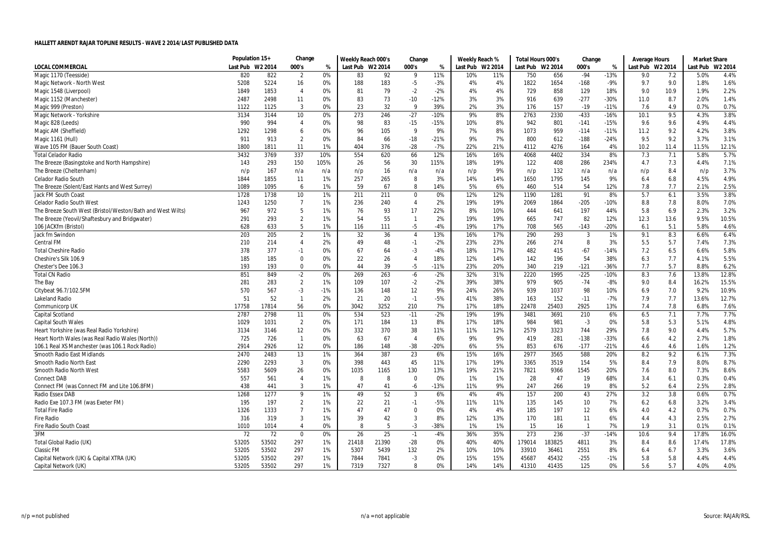**HALLETT ARENDT RAJAR TOPLINE RESULTS - WAVE 2 2014/LAST PUBLISHED DATA**

| | Population 15+ | | Change | | Weekly Reach 000's | | Change | | Weekly Reach % | | Total Hours 000's | | Change | | Average Hours | | Market Share | |
|---|---|---|---|---|---|---|---|---|---|---|---|---|---|---|---|---|---|---|
| LOCAL COMMERCIAL | Last Pub | W2 2014 | 000's | % | Last Pub | W2 2014 | 000's | % | Last Pub | W2 2014 | Last Pub | W2 2014 | 000's | % | Last Pub | W2 2014 | Last Pub | W2 2014 |
| Magic 1170 (Teesside) | 820 | 822 | 2 | 0% | 83 | 92 | 9 | 11% | 10% | 11% | 750 | 656 | -94 | -13% | 9.0 | 7.2 | 5.0% | 4.4% |
| Magic Network - North West | 5208 | 5224 | 16 | 0% | 188 | 183 | -5 | -3% | 4% | 4% | 1822 | 1654 | -168 | -9% | 9.7 | 9.0 | 1.8% | 1.6% |
| Magic 1548 (Liverpool) | 1849 | 1853 | 4 | 0% | 81 | 79 | -2 | -2% | 4% | 4% | 729 | 858 | 129 | 18% | 9.0 | 10.9 | 1.9% | 2.2% |
| Magic 1152 (Manchester) | 2487 | 2498 | 11 | 0% | 83 | 73 | -10 | -12% | 3% | 3% | 916 | 639 | -277 | -30% | 11.0 | 8.7 | 2.0% | 1.4% |
| Magic 999 (Preston) | 1122 | 1125 | 3 | 0% | 23 | 32 | 9 | 39% | 2% | 3% | 176 | 157 | -19 | -11% | 7.6 | 4.9 | 0.7% | 0.7% |
| Magic Network - Yorkshire | 3134 | 3144 | 10 | 0% | 273 | 246 | -27 | -10% | 9% | 8% | 2763 | 2330 | -433 | -16% | 10.1 | 9.5 | 4.3% | 3.8% |
| Magic 828 (Leeds) | 990 | 994 | 4 | 0% | 98 | 83 | -15 | -15% | 10% | 8% | 942 | 801 | -141 | -15% | 9.6 | 9.6 | 4.9% | 4.4% |
| Magic AM (Sheffield) | 1292 | 1298 | 6 | 0% | 96 | 105 | 9 | 9% | 7% | 8% | 1073 | 959 | -114 | -11% | 11.2 | 9.2 | 4.2% | 3.8% |
| Magic 1161 (Hull) | 911 | 913 | 2 | 0% | 84 | 66 | -18 | -21% | 9% | 7% | 800 | 612 | -188 | -24% | 9.5 | 9.2 | 3.7% | 3.1% |
| Wave 105 FM (Bauer South Coast) | 1800 | 1811 | 11 | 1% | 404 | 376 | -28 | -7% | 22% | 21% | 4112 | 4276 | 164 | 4% | 10.2 | 11.4 | 11.5% | 12.1% |
| Total Celador Radio | 3432 | 3769 | 337 | 10% | 554 | 620 | 66 | 12% | 16% | 16% | 4068 | 4402 | 334 | 8% | 7.3 | 7.1 | 5.8% | 5.7% |
| The Breeze (Basingstoke and North Hampshire) | 143 | 293 | 150 | 105% | 26 | 56 | 30 | 115% | 18% | 19% | 122 | 408 | 286 | 234% | 4.7 | 7.3 | 4.4% | 7.1% |
| The Breeze (Cheltenham) | n/p | 167 | n/a | n/a | n/p | 16 | n/a | n/a | n/p | 9% | n/p | 132 | n/a | n/a | n/p | 8.4 | n/p | 3.7% |
| Celador Radio South | 1844 | 1855 | 11 | 1% | 257 | 265 | 8 | 3% | 14% | 14% | 1650 | 1795 | 145 | 9% | 6.4 | 6.8 | 4.5% | 4.9% |
| The Breeze (Solent/East Hants and West Surrey) | 1089 | 1095 | 6 | 1% | 59 | 67 | 8 | 14% | 5% | 6% | 460 | 514 | 54 | 12% | 7.8 | 7.7 | 2.1% | 2.5% |
| Jack FM South Coast | 1728 | 1738 | 10 | 1% | 211 | 211 | 0 | 0% | 12% | 12% | 1190 | 1281 | 91 | 8% | 5.7 | 6.1 | 3.5% | 3.8% |
| Celador Radio South West | 1243 | 1250 | 7 | 1% | 236 | 240 | 4 | 2% | 19% | 19% | 2069 | 1864 | -205 | -10% | 8.8 | 7.8 | 8.0% | 7.0% |
| The Breeze South West (Bristol/Weston/Bath and West Wilts) | 967 | 972 | 5 | 1% | 76 | 93 | 17 | 22% | 8% | 10% | 444 | 641 | 197 | 44% | 5.8 | 6.9 | 2.3% | 3.2% |
| The Breeze (Yeovil/Shaftesbury and Bridgwater) | 291 | 293 | 2 | 1% | 54 | 55 | 1 | 2% | 19% | 19% | 665 | 747 | 82 | 12% | 12.3 | 13.6 | 9.5% | 10.5% |
| 106 JACKfm (Bristol) | 628 | 633 | 5 | 1% | 116 | 111 | -5 | -4% | 19% | 17% | 708 | 565 | -143 | -20% | 6.1 | 5.1 | 5.8% | 4.6% |
| Jack fm Swindon | 203 | 205 | 2 | 1% | 32 | 36 | 4 | 13% | 16% | 17% | 290 | 293 | 3 | 1% | 9.1 | 8.3 | 6.6% | 6.4% |
| Central FM | 210 | 214 | 4 | 2% | 49 | 48 | -1 | -2% | 23% | 23% | 266 | 274 | 8 | 3% | 5.5 | 5.7 | 7.4% | 7.3% |
| Total Cheshire Radio | 378 | 377 | -1 | 0% | 67 | 64 | -3 | -4% | 18% | 17% | 482 | 415 | -67 | -14% | 7.2 | 6.5 | 6.6% | 5.8% |
| Cheshire's Silk 106.9 | 185 | 185 | 0 | 0% | 22 | 26 | 4 | 18% | 12% | 14% | 142 | 196 | 54 | 38% | 6.3 | 7.7 | 4.1% | 5.5% |
| Chester's Dee 106.3 | 193 | 193 | 0 | 0% | 44 | 39 | -5 | -11% | 23% | 20% | 340 | 219 | -121 | -36% | 7.7 | 5.7 | 8.8% | 6.2% |
| Total CN Radio | 851 | 849 | -2 | 0% | 269 | 263 | -6 | -2% | 32% | 31% | 2220 | 1995 | -225 | -10% | 8.3 | 7.6 | 13.8% | 12.8% |
| The Bay | 281 | 283 | 2 | 1% | 109 | 107 | -2 | -2% | 39% | 38% | 979 | 905 | -74 | -8% | 9.0 | 8.4 | 16.2% | 15.5% |
| Citybeat 96.7/102.5FM | 570 | 567 | -3 | -1% | 136 | 148 | 12 | 9% | 24% | 26% | 939 | 1037 | 98 | 10% | 6.9 | 7.0 | 9.2% | 10.9% |
| Lakeland Radio | 51 | 52 | 1 | 2% | 21 | 20 | -1 | -5% | 41% | 38% | 163 | 152 | -11 | -7% | 7.9 | 7.7 | 13.6% | 12.7% |
| Communicorp UK | 17758 | 17814 | 56 | 0% | 3042 | 3252 | 210 | 7% | 17% | 18% | 22478 | 25403 | 2925 | 13% | 7.4 | 7.8 | 6.8% | 7.6% |
| Capital Scotland | 2787 | 2798 | 11 | 0% | 534 | 523 | -11 | -2% | 19% | 19% | 3481 | 3691 | 210 | 6% | 6.5 | 7.1 | 7.7% | 7.7% |
| Capital South Wales | 1029 | 1031 | 2 | 0% | 171 | 184 | 13 | 8% | 17% | 18% | 984 | 981 | -3 | 0% | 5.8 | 5.3 | 5.1% | 4.8% |
| Heart Yorkshire (was Real Radio Yorkshire) | 3134 | 3146 | 12 | 0% | 332 | 370 | 38 | 11% | 11% | 12% | 2579 | 3323 | 744 | 29% | 7.8 | 9.0 | 4.4% | 5.7% |
| Heart North Wales (was Real Radio Wales (North)) | 725 | 726 | 1 | 0% | 63 | 67 | 4 | 6% | 9% | 9% | 419 | 281 | -138 | -33% | 6.6 | 4.2 | 2.7% | 1.8% |
| 106.1 Real XS Manchester (was 106.1 Rock Radio) | 2914 | 2926 | 12 | 0% | 186 | 148 | -38 | -20% | 6% | 5% | 853 | 676 | -177 | -21% | 4.6 | 4.6 | 1.6% | 1.2% |
| Smooth Radio East Midlands | 2470 | 2483 | 13 | 1% | 364 | 387 | 23 | 6% | 15% | 16% | 2977 | 3565 | 588 | 20% | 8.2 | 9.2 | 6.1% | 7.3% |
| Smooth Radio North East | 2290 | 2293 | 3 | 0% | 398 | 443 | 45 | 11% | 17% | 19% | 3365 | 3519 | 154 | 5% | 8.4 | 7.9 | 8.0% | 8.7% |
| Smooth Radio North West | 5583 | 5609 | 26 | 0% | 1035 | 1165 | 130 | 13% | 19% | 21% | 7821 | 9366 | 1545 | 20% | 7.6 | 8.0 | 7.3% | 8.6% |
| Connect DAB | 557 | 561 | 4 | 1% | 8 | 8 | 0 | 0% | 1% | 1% | 28 | 47 | 19 | 68% | 3.4 | 6.1 | 0.3% | 0.4% |
| Connect FM (was Connect FM and Lite 106.8FM) | 438 | 441 | 3 | 1% | 47 | 41 | -6 | -13% | 11% | 9% | 247 | 266 | 19 | 8% | 5.2 | 6.4 | 2.5% | 2.8% |
| Radio Essex DAB | 1268 | 1277 | 9 | 1% | 49 | 52 | 3 | 6% | 4% | 4% | 157 | 200 | 43 | 27% | 3.2 | 3.8 | 0.6% | 0.7% |
| Radio Exe 107.3 FM (was Exeter FM) | 195 | 197 | 2 | 1% | 22 | 21 | -1 | -5% | 11% | 11% | 135 | 145 | 10 | 7% | 6.2 | 6.8 | 3.2% | 3.4% |
| Total Fire Radio | 1326 | 1333 | 7 | 1% | 47 | 47 | 0 | 0% | 4% | 4% | 185 | 197 | 12 | 6% | 4.0 | 4.2 | 0.7% | 0.7% |
| Fire Radio | 316 | 319 | 3 | 1% | 39 | 42 | 3 | 8% | 12% | 13% | 170 | 181 | 11 | 6% | 4.4 | 4.3 | 2.5% | 2.7% |
| Fire Radio South Coast | 1010 | 1014 | 4 | 0% | 8 | 5 | -3 | -38% | 1% | 1% | 15 | 16 | 1 | 7% | 1.9 | 3.1 | 0.1% | 0.1% |
| 3FM | 72 | 72 | 0 | 0% | 26 | 25 | -1 | -4% | 36% | 35% | 273 | 236 | -37 | -14% | 10.6 | 9.4 | 17.8% | 16.0% |
| Total Global Radio (UK) | 53205 | 53502 | 297 | 1% | 21418 | 21390 | -28 | 0% | 40% | 40% | 179014 | 183825 | 4811 | 3% | 8.4 | 8.6 | 17.4% | 17.8% |
| Classic FM | 53205 | 53502 | 297 | 1% | 5307 | 5439 | 132 | 2% | 10% | 10% | 33910 | 36461 | 2551 | 8% | 6.4 | 6.7 | 3.3% | 3.6% |
| Capital Network (UK) & Capital XTRA (UK) | 53205 | 53502 | 297 | 1% | 7844 | 7841 | -3 | 0% | 15% | 15% | 45687 | 45432 | -255 | -1% | 5.8 | 5.8 | 4.4% | 4.4% |
| Capital Network (UK) | 53205 | 53502 | 297 | 1% | 7319 | 7327 | 8 | 0% | 14% | 14% | 41310 | 41435 | 125 | 0% | 5.6 | 5.7 | 4.0% | 4.0% |

n/p = not published n/a = not applicable Source: RAJAR/RSL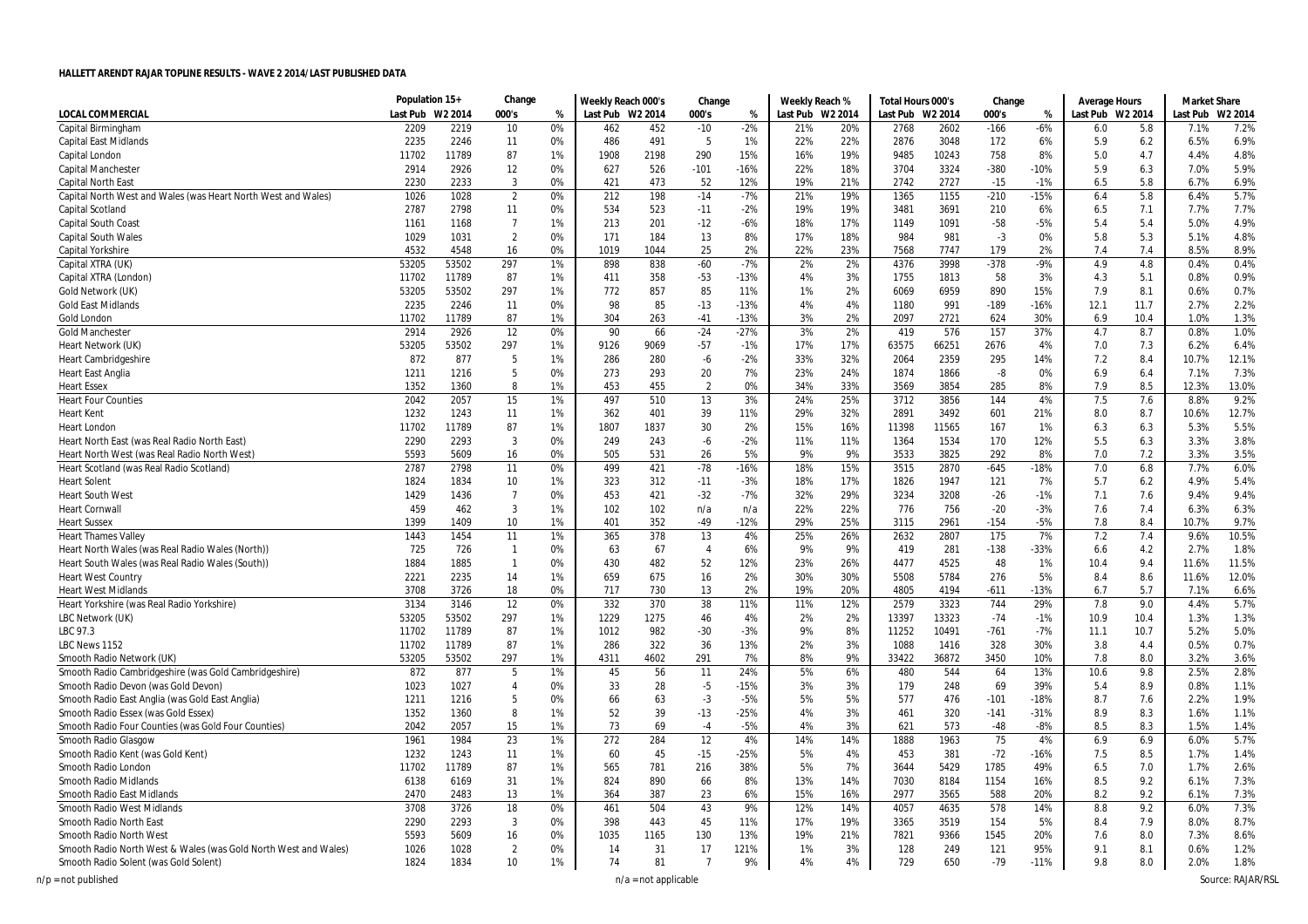## HALLETT ARENDT RAJAR TOPLINE RESULTS - WAVE 2 2014/LAST PUBLISHED DATA

| LOCAL COMMERCIAL | Population 15+ | | Change | | Weekly Reach 000's | | Change | | Weekly Reach % | | Total Hours 000's | | Change | | Average Hours | | Market Share | |
|---|---|---|---|---|---|---|---|---|---|---|---|---|---|---|---|---|---|---|
| | Last Pub | W2 2014 | 000's | % | Last Pub | W2 2014 | 000's | % | Last Pub | W2 2014 | Last Pub | W2 2014 | 000's | % | Last Pub | W2 2014 | Last Pub | W2 2014 |
| Capital Birmingham | 2209 | 2219 | 10 | 0% | 462 | 452 | -10 | -2% | 21% | 20% | 2768 | 2602 | -166 | -6% | 6.0 | 5.8 | 7.1% | 7.2% |
| Capital East Midlands | 2235 | 2246 | 11 | 0% | 486 | 491 | 5 | 1% | 22% | 22% | 2876 | 3048 | 172 | 6% | 5.9 | 6.2 | 6.5% | 6.9% |
| Capital London | 11702 | 11789 | 87 | 1% | 1908 | 2198 | 290 | 15% | 16% | 19% | 9485 | 10243 | 758 | 8% | 5.0 | 4.7 | 4.4% | 4.8% |
| Capital Manchester | 2914 | 2926 | 12 | 0% | 627 | 526 | -101 | -16% | 22% | 18% | 3704 | 3324 | -380 | -10% | 5.9 | 6.3 | 7.0% | 5.9% |
| Capital North East | 2230 | 2233 | 3 | 0% | 421 | 473 | 52 | 12% | 19% | 21% | 2742 | 2727 | -15 | -1% | 6.5 | 5.8 | 6.7% | 6.9% |
| Capital North West and Wales (was Heart North West and Wales) | 1026 | 1028 | 2 | 0% | 212 | 198 | -14 | -7% | 21% | 19% | 1365 | 1155 | -210 | -15% | 6.4 | 5.8 | 6.4% | 5.7% |
| Capital Scotland | 2787 | 2798 | 11 | 0% | 534 | 523 | -11 | -2% | 19% | 19% | 3481 | 3691 | 210 | 6% | 6.5 | 7.1 | 7.7% | 7.7% |
| Capital South Coast | 1161 | 1168 | 7 | 1% | 213 | 201 | -12 | -6% | 18% | 17% | 1149 | 1091 | -58 | -5% | 5.4 | 5.4 | 5.0% | 4.9% |
| Capital South Wales | 1029 | 1031 | 2 | 0% | 171 | 184 | 13 | 8% | 17% | 18% | 984 | 981 | -3 | 0% | 5.8 | 5.3 | 5.1% | 4.8% |
| Capital Yorkshire | 4532 | 4548 | 16 | 0% | 1019 | 1044 | 25 | 2% | 22% | 23% | 7568 | 7747 | 179 | 2% | 7.4 | 7.4 | 8.5% | 8.9% |
| Capital XTRA (UK) | 53205 | 53502 | 297 | 1% | 898 | 838 | -60 | -7% | 2% | 2% | 4376 | 3998 | -378 | -9% | 4.9 | 4.8 | 0.4% | 0.4% |
| Capital XTRA (London) | 11702 | 11789 | 87 | 1% | 411 | 358 | -53 | -13% | 4% | 3% | 1755 | 1813 | 58 | 3% | 4.3 | 5.1 | 0.8% | 0.9% |
| Gold Network (UK) | 53205 | 53502 | 297 | 1% | 772 | 857 | 85 | 11% | 1% | 2% | 6069 | 6959 | 890 | 15% | 7.9 | 8.1 | 0.6% | 0.7% |
| Gold East Midlands | 2235 | 2246 | 11 | 0% | 98 | 85 | -13 | -13% | 4% | 4% | 1180 | 991 | -189 | -16% | 12.1 | 11.7 | 2.7% | 2.2% |
| Gold London | 11702 | 11789 | 87 | 1% | 304 | 263 | -41 | -13% | 3% | 2% | 2097 | 2721 | 624 | 30% | 6.9 | 10.4 | 1.0% | 1.3% |
| Gold Manchester | 2914 | 2926 | 12 | 0% | 90 | 66 | -24 | -27% | 3% | 2% | 419 | 576 | 157 | 37% | 4.7 | 8.7 | 0.8% | 1.0% |
| Heart Network (UK) | 53205 | 53502 | 297 | 1% | 9126 | 9069 | -57 | -1% | 17% | 17% | 63575 | 66251 | 2676 | 4% | 7.0 | 7.3 | 6.2% | 6.4% |
| Heart Cambridgeshire | 872 | 877 | 5 | 1% | 286 | 280 | -6 | -2% | 33% | 32% | 2064 | 2359 | 295 | 14% | 7.2 | 8.4 | 10.7% | 12.1% |
| Heart East Anglia | 1211 | 1216 | 5 | 0% | 273 | 293 | 20 | 7% | 23% | 24% | 1874 | 1866 | -8 | 0% | 6.9 | 6.4 | 7.1% | 7.3% |
| Heart Essex | 1352 | 1360 | 8 | 1% | 453 | 455 | 2 | 0% | 34% | 33% | 3569 | 3854 | 285 | 8% | 7.9 | 8.5 | 12.3% | 13.0% |
| Heart Four Counties | 2042 | 2057 | 15 | 1% | 497 | 510 | 13 | 3% | 24% | 25% | 3712 | 3856 | 144 | 4% | 7.5 | 7.6 | 8.8% | 9.2% |
| Heart Kent | 1232 | 1243 | 11 | 1% | 362 | 401 | 39 | 11% | 29% | 32% | 2891 | 3492 | 601 | 21% | 8.0 | 8.7 | 10.6% | 12.7% |
| Heart London | 11702 | 11789 | 87 | 1% | 1807 | 1837 | 30 | 2% | 15% | 16% | 11398 | 11565 | 167 | 1% | 6.3 | 6.3 | 5.3% | 5.5% |
| Heart North East (was Real Radio North East) | 2290 | 2293 | 3 | 0% | 249 | 243 | -6 | -2% | 11% | 11% | 1364 | 1534 | 170 | 12% | 5.5 | 6.3 | 3.3% | 3.8% |
| Heart North West (was Real Radio North West) | 5593 | 5609 | 16 | 0% | 505 | 531 | 26 | 5% | 9% | 9% | 3533 | 3825 | 292 | 8% | 7.0 | 7.2 | 3.3% | 3.5% |
| Heart Scotland (was Real Radio Scotland) | 2787 | 2798 | 11 | 0% | 499 | 421 | -78 | -16% | 18% | 15% | 3515 | 2870 | -645 | -18% | 7.0 | 6.8 | 7.7% | 6.0% |
| Heart Solent | 1824 | 1834 | 10 | 1% | 323 | 312 | -11 | -3% | 18% | 17% | 1826 | 1947 | 121 | 7% | 5.7 | 6.2 | 4.9% | 5.4% |
| Heart South West | 1429 | 1436 | 7 | 0% | 453 | 421 | -32 | -7% | 32% | 29% | 3234 | 3208 | -26 | -1% | 7.1 | 7.6 | 9.4% | 9.4% |
| Heart Cornwall | 459 | 462 | 3 | 1% | 102 | 102 | n/a | n/a | 22% | 22% | 776 | 756 | -20 | -3% | 7.6 | 7.4 | 6.3% | 6.3% |
| Heart Sussex | 1399 | 1409 | 10 | 1% | 401 | 352 | -49 | -12% | 29% | 25% | 3115 | 2961 | -154 | -5% | 7.8 | 8.4 | 10.7% | 9.7% |
| Heart Thames Valley | 1443 | 1454 | 11 | 1% | 365 | 378 | 13 | 4% | 25% | 26% | 2632 | 2807 | 175 | 7% | 7.2 | 7.4 | 9.6% | 10.5% |
| Heart North Wales (was Real Radio Wales (North)) | 725 | 726 | 1 | 0% | 63 | 67 | 4 | 6% | 9% | 9% | 419 | 281 | -138 | -33% | 6.6 | 4.2 | 2.7% | 1.8% |
| Heart South Wales (was Real Radio Wales (South)) | 1884 | 1885 | 1 | 0% | 430 | 482 | 52 | 12% | 23% | 26% | 4477 | 4525 | 48 | 1% | 10.4 | 9.4 | 11.6% | 11.5% |
| Heart West Country | 2221 | 2235 | 14 | 1% | 659 | 675 | 16 | 2% | 30% | 30% | 5508 | 5784 | 276 | 5% | 8.4 | 8.6 | 11.6% | 12.0% |
| Heart West Midlands | 3708 | 3726 | 18 | 0% | 717 | 730 | 13 | 2% | 19% | 20% | 4805 | 4194 | -611 | -13% | 6.7 | 5.7 | 7.1% | 6.6% |
| Heart Yorkshire (was Real Radio Yorkshire) | 3134 | 3146 | 12 | 0% | 332 | 370 | 38 | 11% | 11% | 12% | 2579 | 3323 | 744 | 29% | 7.8 | 9.0 | 4.4% | 5.7% |
| LBC Network (UK) | 53205 | 53502 | 297 | 1% | 1229 | 1275 | 46 | 4% | 2% | 2% | 13397 | 13323 | -74 | -1% | 10.9 | 10.4 | 1.3% | 1.3% |
| LBC 97.3 | 11702 | 11789 | 87 | 1% | 1012 | 982 | -30 | -3% | 9% | 8% | 11252 | 10491 | -761 | -7% | 11.1 | 10.7 | 5.2% | 5.0% |
| LBC News 1152 | 11702 | 11789 | 87 | 1% | 286 | 322 | 36 | 13% | 2% | 3% | 1088 | 1416 | 328 | 30% | 3.8 | 4.4 | 0.5% | 0.7% |
| Smooth Radio Network (UK) | 53205 | 53502 | 297 | 1% | 4311 | 4602 | 291 | 7% | 8% | 9% | 33422 | 36872 | 3450 | 10% | 7.8 | 8.0 | 3.2% | 3.6% |
| Smooth Radio Cambridgeshire (was Gold Cambridgeshire) | 872 | 877 | 5 | 1% | 45 | 56 | 11 | 24% | 5% | 6% | 480 | 544 | 64 | 13% | 10.6 | 9.8 | 2.5% | 2.8% |
| Smooth Radio Devon (was Gold Devon) | 1023 | 1027 | 4 | 0% | 33 | 28 | -5 | -15% | 3% | 3% | 179 | 248 | 69 | 39% | 5.4 | 8.9 | 0.8% | 1.1% |
| Smooth Radio East Anglia (was Gold East Anglia) | 1211 | 1216 | 5 | 0% | 66 | 63 | -3 | -5% | 5% | 5% | 577 | 476 | -101 | -18% | 8.7 | 7.6 | 2.2% | 1.9% |
| Smooth Radio Essex (was Gold Essex) | 1352 | 1360 | 8 | 1% | 52 | 39 | -13 | -25% | 4% | 3% | 461 | 320 | -141 | -31% | 8.9 | 8.3 | 1.6% | 1.1% |
| Smooth Radio Four Counties (was Gold Four Counties) | 2042 | 2057 | 15 | 1% | 73 | 69 | -4 | -5% | 4% | 3% | 621 | 573 | -48 | -8% | 8.5 | 8.3 | 1.5% | 1.4% |
| Smooth Radio Glasgow | 1961 | 1984 | 23 | 1% | 272 | 284 | 12 | 4% | 14% | 14% | 1888 | 1963 | 75 | 4% | 6.9 | 6.9 | 6.0% | 5.7% |
| Smooth Radio Kent (was Gold Kent) | 1232 | 1243 | 11 | 1% | 60 | 45 | -15 | -25% | 5% | 4% | 453 | 381 | -72 | -16% | 7.5 | 8.5 | 1.7% | 1.4% |
| Smooth Radio London | 11702 | 11789 | 87 | 1% | 565 | 781 | 216 | 38% | 5% | 7% | 3644 | 5429 | 1785 | 49% | 6.5 | 7.0 | 1.7% | 2.6% |
| Smooth Radio Midlands | 6138 | 6169 | 31 | 1% | 824 | 890 | 66 | 8% | 13% | 14% | 7030 | 8184 | 1154 | 16% | 8.5 | 9.2 | 6.1% | 7.3% |
| Smooth Radio East Midlands | 2470 | 2483 | 13 | 1% | 364 | 387 | 23 | 6% | 15% | 16% | 2977 | 3565 | 588 | 20% | 8.2 | 9.2 | 6.1% | 7.3% |
| Smooth Radio West Midlands | 3708 | 3726 | 18 | 0% | 461 | 504 | 43 | 9% | 12% | 14% | 4057 | 4635 | 578 | 14% | 8.8 | 9.2 | 6.0% | 7.3% |
| Smooth Radio North East | 2290 | 2293 | 3 | 0% | 398 | 443 | 45 | 11% | 17% | 19% | 3365 | 3519 | 154 | 5% | 8.4 | 7.9 | 8.0% | 8.7% |
| Smooth Radio North West | 5593 | 5609 | 16 | 0% | 1035 | 1165 | 130 | 13% | 19% | 21% | 7821 | 9366 | 1545 | 20% | 7.6 | 8.0 | 7.3% | 8.6% |
| Smooth Radio North West & Wales (was Gold North West and Wales) | 1026 | 1028 | 2 | 0% | 14 | 31 | 17 | 121% | 1% | 3% | 128 | 249 | 121 | 95% | 9.1 | 8.1 | 0.6% | 1.2% |
| Smooth Radio Solent (was Gold Solent) | 1824 | 1834 | 10 | 1% | 74 | 81 | 7 | 9% | 4% | 4% | 729 | 650 | -79 | -11% | 9.8 | 8.0 | 2.0% | 1.8% |

n/p = not published    n/a = not applicable    Source: RAJAR/RSL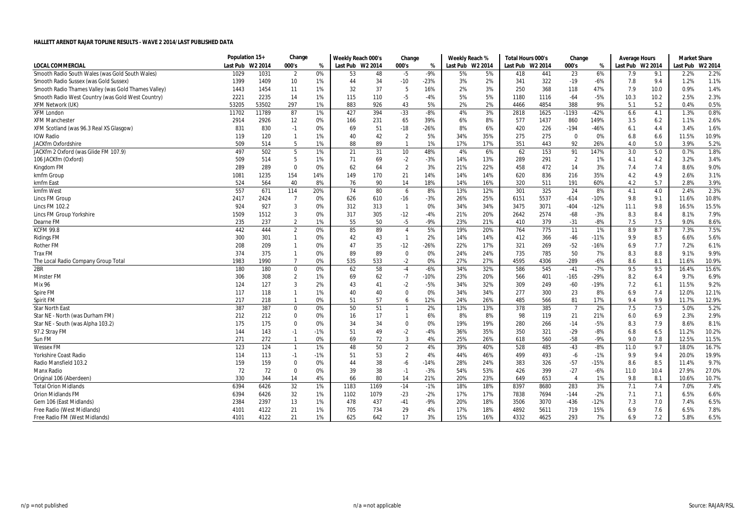# HALLETT ARENDT RAJAR TOPLINE RESULTS - WAVE 2 2014/LAST PUBLISHED DATA

| | Population 15+ | | Change | | Weekly Reach 000's | | Change | | Weekly Reach % | | Total Hours 000's | | Change | | Average Hours | | Market Share | |
|---|---|---|---|---|---|---|---|---|---|---|---|---|---|---|---|---|---|---|
| LOCAL COMMERCIAL | Last Pub | W2 2014 | 000's | % | Last Pub | W2 2014 | 000's | % | Last Pub | W2 2014 | Last Pub | W2 2014 | 000's | % | Last Pub | W2 2014 | Last Pub | W2 2014 |
| Smooth Radio South Wales (was Gold South Wales) | 1029 | 1031 | 2 | 0% | 53 | 48 | -5 | -9% | 5% | 5% | 418 | 441 | 23 | 6% | 7.9 | 9.1 | 2.2% | 2.2% |
| Smooth Radio Sussex (was Gold Sussex) | 1399 | 1409 | 10 | 1% | 44 | 34 | -10 | -23% | 3% | 2% | 341 | 322 | -19 | -6% | 7.8 | 9.4 | 1.2% | 1.1% |
| Smooth Radio Thames Valley (was Gold Thames Valley) | 1443 | 1454 | 11 | 1% | 32 | 37 | 5 | 16% | 2% | 3% | 250 | 368 | 118 | 47% | 7.9 | 10.0 | 0.9% | 1.4% |
| Smooth Radio West Country (was Gold West Country) | 2221 | 2235 | 14 | 1% | 115 | 110 | -5 | -4% | 5% | 5% | 1180 | 1116 | -64 | -5% | 10.3 | 10.2 | 2.5% | 2.3% |
| XFM Network (UK) | 53205 | 53502 | 297 | 1% | 883 | 926 | 43 | 5% | 2% | 2% | 4466 | 4854 | 388 | 9% | 5.1 | 5.2 | 0.4% | 0.5% |
| XFM London | 11702 | 11789 | 87 | 1% | 427 | 394 | -33 | -8% | 4% | 3% | 2818 | 1625 | -1193 | -42% | 6.6 | 4.1 | 1.3% | 0.8% |
| XFM Manchester | 2914 | 2926 | 12 | 0% | 166 | 231 | 65 | 39% | 6% | 8% | 577 | 1437 | 860 | 149% | 3.5 | 6.2 | 1.1% | 2.6% |
| XFM Scotland (was 96.3 Real XS Glasgow) | 831 | 830 | -1 | 0% | 69 | 51 | -18 | -26% | 8% | 6% | 420 | 226 | -194 | -46% | 6.1 | 4.4 | 3.4% | 1.6% |
| IOW Radio | 119 | 120 | 1 | 1% | 40 | 42 | 2 | 5% | 34% | 35% | 275 | 275 | 0 | 0% | 6.8 | 6.6 | 11.5% | 10.9% |
| JACKfm Oxfordshire | 509 | 514 | 5 | 1% | 88 | 89 | 1 | 1% | 17% | 17% | 351 | 443 | 92 | 26% | 4.0 | 5.0 | 3.9% | 5.2% |
| JACKfm 2 Oxford (was Glide FM 107.9) | 497 | 502 | 5 | 1% | 21 | 31 | 10 | 48% | 4% | 6% | 62 | 153 | 91 | 147% | 3.0 | 5.0 | 0.7% | 1.8% |
| 106 JACKfm (Oxford) | 509 | 514 | 5 | 1% | 71 | 69 | -2 | -3% | 14% | 13% | 289 | 291 | 2 | 1% | 4.1 | 4.2 | 3.2% | 3.4% |
| Kingdom FM | 289 | 289 | 0 | 0% | 62 | 64 | 2 | 3% | 21% | 22% | 458 | 472 | 14 | 3% | 7.4 | 7.4 | 8.6% | 9.0% |
| kmfm Group | 1081 | 1235 | 154 | 14% | 149 | 170 | 21 | 14% | 14% | 14% | 620 | 836 | 216 | 35% | 4.2 | 4.9 | 2.6% | 3.1% |
| kmfm East | 524 | 564 | 40 | 8% | 76 | 90 | 14 | 18% | 14% | 16% | 320 | 511 | 191 | 60% | 4.2 | 5.7 | 2.8% | 3.9% |
| kmfm West | 557 | 671 | 114 | 20% | 74 | 80 | 6 | 8% | 13% | 12% | 301 | 325 | 24 | 8% | 4.1 | 4.0 | 2.4% | 2.3% |
| Lincs FM Group | 2417 | 2424 | 7 | 0% | 626 | 610 | -16 | -3% | 26% | 25% | 6151 | 5537 | -614 | -10% | 9.8 | 9.1 | 11.6% | 10.8% |
| Lincs FM 102.2 | 924 | 927 | 3 | 0% | 312 | 313 | 1 | 0% | 34% | 34% | 3475 | 3071 | -404 | -12% | 11.1 | 9.8 | 16.5% | 15.5% |
| Lincs FM Group Yorkshire | 1509 | 1512 | 3 | 0% | 317 | 305 | -12 | -4% | 21% | 20% | 2642 | 2574 | -68 | -3% | 8.3 | 8.4 | 8.1% | 7.9% |
| Dearne FM | 235 | 237 | 2 | 1% | 55 | 50 | -5 | -9% | 23% | 21% | 410 | 379 | -31 | -8% | 7.5 | 7.5 | 9.0% | 8.6% |
| KCFM 99.8 | 442 | 444 | 2 | 0% | 85 | 89 | 4 | 5% | 19% | 20% | 764 | 775 | 11 | 1% | 8.9 | 8.7 | 7.3% | 7.5% |
| Ridings FM | 300 | 301 | 1 | 0% | 42 | 43 | 1 | 2% | 14% | 14% | 412 | 366 | -46 | -11% | 9.9 | 8.5 | 6.6% | 5.6% |
| Rother FM | 208 | 209 | 1 | 0% | 47 | 35 | -12 | -26% | 22% | 17% | 321 | 269 | -52 | -16% | 6.9 | 7.7 | 7.2% | 6.1% |
| Trax FM | 374 | 375 | 1 | 0% | 89 | 89 | 0 | 0% | 24% | 24% | 735 | 785 | 50 | 7% | 8.3 | 8.8 | 9.1% | 9.9% |
| The Local Radio Company Group Total | 1983 | 1990 | 7 | 0% | 535 | 533 | -2 | 0% | 27% | 27% | 4595 | 4306 | -289 | -6% | 8.6 | 8.1 | 11.6% | 10.9% |
| 2BR | 180 | 180 | 0 | 0% | 62 | 58 | -4 | -6% | 34% | 32% | 586 | 545 | -41 | -7% | 9.5 | 9.5 | 16.4% | 15.6% |
| Minster FM | 306 | 308 | 2 | 1% | 69 | 62 | -7 | -10% | 23% | 20% | 566 | 401 | -165 | -29% | 8.2 | 6.4 | 9.7% | 6.9% |
| Mix 96 | 124 | 127 | 3 | 2% | 43 | 41 | -2 | -5% | 34% | 32% | 309 | 249 | -60 | -19% | 7.2 | 6.1 | 11.5% | 9.2% |
| Spire FM | 117 | 118 | 1 | 1% | 40 | 40 | 0 | 0% | 34% | 34% | 277 | 300 | 23 | 8% | 6.9 | 7.4 | 12.0% | 12.1% |
| Spirit FM | 217 | 218 | 1 | 0% | 51 | 57 | 6 | 12% | 24% | 26% | 485 | 566 | 81 | 17% | 9.4 | 9.9 | 11.7% | 12.9% |
| Star North East | 387 | 387 | 0 | 0% | 50 | 51 | 1 | 2% | 13% | 13% | 378 | 385 | 7 | 2% | 7.5 | 7.5 | 5.0% | 5.2% |
| Star NE - North (was Durham FM) | 212 | 212 | 0 | 0% | 16 | 17 | 1 | 6% | 8% | 8% | 98 | 119 | 21 | 21% | 6.0 | 6.9 | 2.3% | 2.9% |
| Star NE - South (was Alpha 103.2) | 175 | 175 | 0 | 0% | 34 | 34 | 0 | 0% | 19% | 19% | 280 | 266 | -14 | -5% | 8.3 | 7.9 | 8.6% | 8.1% |
| 97.2 Stray FM | 144 | 143 | -1 | -1% | 51 | 49 | -2 | -4% | 36% | 35% | 350 | 321 | -29 | -8% | 6.8 | 6.5 | 11.2% | 10.2% |
| Sun FM | 271 | 272 | 1 | 0% | 69 | 72 | 3 | 4% | 25% | 26% | 618 | 560 | -58 | -9% | 9.0 | 7.8 | 12.5% | 11.5% |
| Wessex FM | 123 | 124 | 1 | 1% | 48 | 50 | 2 | 4% | 39% | 40% | 528 | 485 | -43 | -8% | 11.0 | 9.7 | 18.0% | 16.7% |
| Yorkshire Coast Radio | 114 | 113 | -1 | -1% | 51 | 53 | 2 | 4% | 44% | 46% | 499 | 493 | -6 | -1% | 9.9 | 9.4 | 20.0% | 19.9% |
| Radio Mansfield 103.2 | 159 | 159 | 0 | 0% | 44 | 38 | -6 | -14% | 28% | 24% | 383 | 326 | -57 | -15% | 8.6 | 8.5 | 11.4% | 9.7% |
| Manx Radio | 72 | 72 | 0 | 0% | 39 | 38 | -1 | -3% | 54% | 53% | 426 | 399 | -27 | -6% | 11.0 | 10.4 | 27.9% | 27.0% |
| Original 106 (Aberdeen) | 330 | 344 | 14 | 4% | 66 | 80 | 14 | 21% | 20% | 23% | 649 | 653 | 4 | 1% | 9.8 | 8.1 | 10.6% | 10.7% |
| Total Orion Midlands | 6394 | 6426 | 32 | 1% | 1183 | 1169 | -14 | -1% | 18% | 18% | 8397 | 8680 | 283 | 3% | 7.1 | 7.4 | 7.0% | 7.4% |
| Orion Midlands FM | 6394 | 6426 | 32 | 1% | 1102 | 1079 | -23 | -2% | 17% | 17% | 7838 | 7694 | -144 | -2% | 7.1 | 7.1 | 6.5% | 6.6% |
| Gem 106 (East Midlands) | 2384 | 2397 | 13 | 1% | 478 | 437 | -41 | -9% | 20% | 18% | 3506 | 3070 | -436 | -12% | 7.3 | 7.0 | 7.4% | 6.5% |
| Free Radio (West Midlands) | 4101 | 4122 | 21 | 1% | 705 | 734 | 29 | 4% | 17% | 18% | 4892 | 5611 | 719 | 15% | 6.9 | 7.6 | 6.5% | 7.8% |
| Free Radio FM (West Midlands) | 4101 | 4122 | 21 | 1% | 625 | 642 | 17 | 3% | 15% | 16% | 4332 | 4625 | 293 | 7% | 6.9 | 7.2 | 5.8% | 6.5% |

n/p = not published | n/a = not applicable | Source: RAJAR/RSL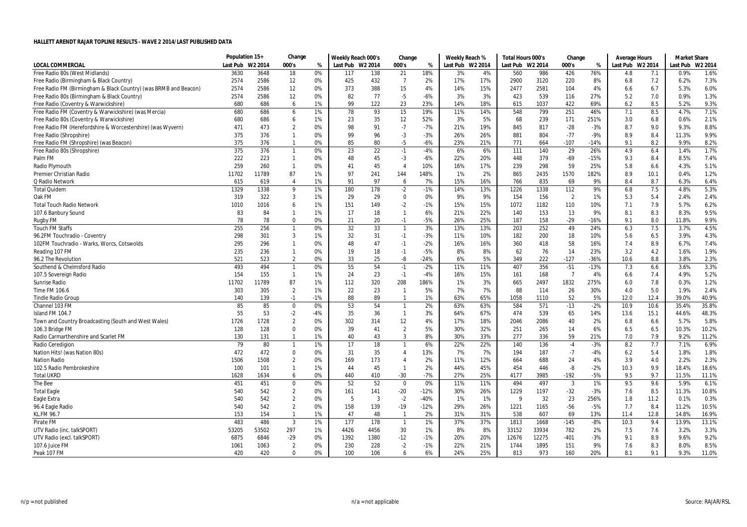## HALLETT ARENDT RAJAR TOPLINE RESULTS - WAVE 2 2014/LAST PUBLISHED DATA

| LOCAL COMMERCIAL | Population 15+ | | Change | | Weekly Reach 000's | | Change | | Weekly Reach % | | Total Hours 000's | | Change | | Average Hours | | Market Share | |
|---|---|---|---|---|---|---|---|---|---|---|---|---|---|---|---|---|---|---|
| | Last Pub | W2 2014 | 000's | % | Last Pub | W2 2014 | 000's | % | Last Pub | W2 2014 | Last Pub | W2 2014 | 000's | % | Last Pub | W2 2014 | Last Pub | W2 2014 |
| Free Radio 80s (West Midlands) | 3630 | 3648 | 18 | 0% | 117 | 138 | 21 | 18% | 3% | 4% | 560 | 986 | 426 | 76% | 4.8 | 7.1 | 0.9% | 1.6% |
| Free Radio (Birmingham & Black Country) | 2574 | 2586 | 12 | 0% | 425 | 432 | 7 | 2% | 17% | 17% | 2900 | 3120 | 220 | 8% | 6.8 | 7.2 | 6.2% | 7.3% |
| Free Radio FM (Birmingham & Black Country) (was BRMB and Beacon) | 2574 | 2586 | 12 | 0% | 373 | 388 | 15 | 4% | 14% | 15% | 2477 | 2581 | 104 | 4% | 6.6 | 6.7 | 5.3% | 6.0% |
| Free Radio 80s (Birmingham & Black Country) | 2574 | 2586 | 12 | 0% | 82 | 77 | -5 | -6% | 3% | 3% | 423 | 539 | 116 | 27% | 5.2 | 7.0 | 0.9% | 1.3% |
| Free Radio (Coventry & Warwickshire) | 680 | 686 | 6 | 1% | 99 | 122 | 23 | 23% | 14% | 18% | 615 | 1037 | 422 | 69% | 6.2 | 8.5 | 5.2% | 9.3% |
| Free Radio FM (Coventry & Warwickshire) (was Mercia) | 680 | 686 | 6 | 1% | 78 | 93 | 15 | 19% | 11% | 14% | 548 | 799 | 251 | 46% | 7.1 | 8.5 | 4.7% | 7.1% |
| Free Radio 80s (Coventry & Warwickshire) | 680 | 686 | 6 | 1% | 23 | 35 | 12 | 52% | 3% | 5% | 68 | 239 | 171 | 251% | 3.0 | 6.8 | 0.6% | 2.1% |
| Free Radio FM (Herefordshire & Worcestershire) (was Wyvern) | 471 | 473 | 2 | 0% | 98 | 91 | -7 | -7% | 21% | 19% | 845 | 817 | -28 | -3% | 8.7 | 9.0 | 9.3% | 8.8% |
| Free Radio (Shropshire) | 375 | 376 | 1 | 0% | 99 | 96 | -3 | -3% | 26% | 26% | 881 | 804 | -77 | -9% | 8.9 | 8.4 | 11.3% | 9.9% |
| Free Radio FM (Shropshire) (was Beacon) | 375 | 376 | 1 | 0% | 85 | 80 | -5 | -6% | 23% | 21% | 771 | 664 | -107 | -14% | 9.1 | 8.2 | 9.9% | 8.2% |
| Free Radio 80s (Shropshire) | 375 | 376 | 1 | 0% | 23 | 22 | -1 | -4% | 6% | 6% | 111 | 140 | 29 | 26% | 4.9 | 6.4 | 1.4% | 1.7% |
| Palm FM | 222 | 223 | 1 | 0% | 48 | 45 | -3 | -6% | 22% | 20% | 448 | 379 | -69 | -15% | 9.3 | 8.4 | 8.5% | 7.4% |
| Radio Plymouth | 259 | 260 | 1 | 0% | 41 | 45 | 4 | 10% | 16% | 17% | 239 | 298 | 59 | 25% | 5.8 | 6.6 | 4.3% | 5.1% |
| Premier Christian Radio | 11702 | 11789 | 87 | 1% | 97 | 241 | 144 | 148% | 1% | 2% | 865 | 2435 | 1570 | 182% | 8.9 | 10.1 | 0.4% | 1.2% |
| Q Radio Network | 615 | 619 | 4 | 1% | 91 | 97 | 6 | 7% | 15% | 16% | 766 | 835 | 69 | 9% | 8.4 | 8.7 | 6.3% | 6.4% |
| Total Quidem | 1329 | 1338 | 9 | 1% | 180 | 178 | -2 | -1% | 14% | 13% | 1226 | 1338 | 112 | 9% | 6.8 | 7.5 | 4.8% | 5.3% |
| Oak FM | 319 | 322 | 3 | 1% | 29 | 29 | 0 | 0% | 9% | 9% | 154 | 156 | 2 | 1% | 5.3 | 5.4 | 2.4% | 2.4% |
| Total Touch Radio Network | 1010 | 1016 | 6 | 1% | 151 | 149 | -2 | -1% | 15% | 15% | 1072 | 1182 | 110 | 10% | 7.1 | 7.9 | 5.7% | 6.2% |
| 107.6 Banbury Sound | 83 | 84 | 1 | 1% | 17 | 18 | 1 | 6% | 21% | 22% | 140 | 153 | 13 | 9% | 8.1 | 8.3 | 8.3% | 9.5% |
| Rugby FM | 78 | 78 | 0 | 0% | 21 | 20 | -1 | -5% | 26% | 25% | 187 | 158 | -29 | -16% | 9.1 | 8.0 | 11.8% | 9.9% |
| Touch FM Staffs | 255 | 256 | 1 | 0% | 32 | 33 | 1 | 3% | 13% | 13% | 203 | 252 | 49 | 24% | 6.3 | 7.5 | 3.7% | 4.5% |
| 96.2FM Touchradio - Coventry | 298 | 301 | 3 | 1% | 32 | 31 | -1 | -3% | 11% | 10% | 182 | 200 | 18 | 10% | 5.6 | 6.5 | 3.9% | 4.3% |
| 102FM Touchradio - Warks, Worcs, Cotswolds | 295 | 296 | 1 | 0% | 48 | 47 | -1 | -2% | 16% | 16% | 360 | 418 | 58 | 16% | 7.4 | 8.9 | 6.7% | 7.4% |
| Reading 107 FM | 235 | 236 | 1 | 0% | 19 | 18 | -1 | -5% | 8% | 8% | 62 | 76 | 14 | 23% | 3.2 | 4.2 | 1.6% | 1.9% |
| 96.2 The Revolution | 521 | 523 | 2 | 0% | 33 | 25 | -8 | -24% | 6% | 5% | 349 | 222 | -127 | -36% | 10.6 | 8.8 | 3.8% | 2.3% |
| Southend & Chelmsford Radio | 493 | 494 | 1 | 0% | 55 | 54 | -1 | -2% | 11% | 11% | 407 | 356 | -51 | -13% | 7.3 | 6.6 | 3.6% | 3.3% |
| 107.5 Sovereign Radio | 154 | 155 | 1 | 1% | 24 | 23 | -1 | -4% | 16% | 15% | 161 | 168 | 7 | 4% | 6.6 | 7.4 | 4.9% | 5.2% |
| Sunrise Radio | 11702 | 11789 | 87 | 1% | 112 | 320 | 208 | 186% | 1% | 3% | 665 | 2497 | 1832 | 275% | 6.0 | 7.8 | 0.3% | 1.2% |
| Time FM 106.6 | 303 | 305 | 2 | 1% | 22 | 23 | 1 | 5% | 7% | 7% | 88 | 114 | 26 | 30% | 4.0 | 5.0 | 1.9% | 2.4% |
| Tindle Radio Group | 140 | 139 | -1 | -1% | 88 | 89 | 1 | 1% | 63% | 65% | 1058 | 1110 | 52 | 5% | 12.0 | 12.4 | 39.0% | 40.9% |
| Channel 103 FM | 85 | 85 | 0 | 0% | 53 | 54 | 1 | 2% | 63% | 63% | 584 | 571 | -13 | -2% | 10.9 | 10.6 | 35.4% | 35.8% |
| Island FM 104.7 | 55 | 53 | -2 | -4% | 35 | 36 | 1 | 3% | 64% | 67% | 474 | 539 | 65 | 14% | 13.6 | 15.1 | 44.6% | 48.3% |
| Town and Country Broadcasting (South and West Wales) | 1726 | 1728 | 2 | 0% | 302 | 314 | 12 | 4% | 17% | 18% | 2046 | 2086 | 40 | 2% | 6.8 | 6.6 | 5.7% | 5.8% |
| 106.3 Bridge FM | 128 | 128 | 0 | 0% | 39 | 41 | 2 | 5% | 30% | 32% | 251 | 265 | 14 | 6% | 6.5 | 6.5 | 10.3% | 10.2% |
| Radio Carmarthenshire and Scarlet FM | 130 | 131 | 1 | 1% | 40 | 43 | 3 | 8% | 30% | 33% | 277 | 336 | 59 | 21% | 7.0 | 7.9 | 9.2% | 11.2% |
| Radio Ceredigion | 79 | 80 | 1 | 1% | 17 | 18 | 1 | 6% | 22% | 22% | 140 | 136 | -4 | -3% | 8.2 | 7.7 | 7.1% | 6.9% |
| Nation Hits! (was Nation 80s) | 472 | 472 | 0 | 0% | 31 | 35 | 4 | 13% | 7% | 7% | 194 | 187 | -7 | -4% | 6.2 | 5.4 | 1.8% | 1.8% |
| Nation Radio | 1506 | 1508 | 2 | 0% | 169 | 173 | 4 | 2% | 11% | 12% | 664 | 688 | 24 | 4% | 3.9 | 4.0 | 2.2% | 2.3% |
| 102.5 Radio Pembrokeshire | 100 | 101 | 1 | 1% | 44 | 45 | 1 | 2% | 44% | 45% | 454 | 446 | -8 | -2% | 10.3 | 9.9 | 18.4% | 18.6% |
| Total UKRD | 1628 | 1634 | 6 | 0% | 440 | 410 | -30 | -7% | 27% | 25% | 4177 | 3985 | -192 | -5% | 9.5 | 9.7 | 11.5% | 11.1% |
| The Bee | 451 | 451 | 0 | 0% | 52 | 52 | 0 | 0% | 11% | 11% | 494 | 497 | 3 | 1% | 9.5 | 9.6 | 5.9% | 6.1% |
| Total Eagle | 540 | 542 | 2 | 0% | 161 | 141 | -20 | -12% | 30% | 26% | 1229 | 1197 | -32 | -3% | 7.6 | 8.5 | 11.3% | 10.8% |
| Eagle Extra | 540 | 542 | 2 | 0% | 5 | 3 | -2 | -40% | 1% | 1% | 9 | 32 | 23 | 256% | 1.8 | 11.2 | 0.1% | 0.3% |
| 96.4 Eagle Radio | 540 | 542 | 2 | 0% | 158 | 139 | -19 | -12% | 29% | 26% | 1221 | 1165 | -56 | -5% | 7.7 | 8.4 | 11.2% | 10.5% |
| KL.FM 96.7 | 153 | 154 | 1 | 1% | 47 | 48 | 1 | 2% | 31% | 31% | 538 | 607 | 69 | 13% | 11.4 | 12.8 | 14.8% | 16.9% |
| Pirate FM | 483 | 486 | 3 | 1% | 177 | 178 | 1 | 1% | 37% | 37% | 1813 | 1668 | -145 | -8% | 10.3 | 9.4 | 13.9% | 13.1% |
| UTV Radio (inc. talkSPORT) | 53205 | 53502 | 297 | 1% | 4426 | 4456 | 30 | 1% | 8% | 8% | 33152 | 33934 | 782 | 2% | 7.5 | 7.6 | 3.2% | 3.3% |
| UTV Radio (excl. talkSPORT) | 6875 | 6846 | -29 | 0% | 1392 | 1380 | -12 | -1% | 20% | 20% | 12676 | 12275 | -401 | -3% | 9.1 | 8.9 | 9.6% | 9.2% |
| 107.6 Juice FM | 1061 | 1063 | 2 | 0% | 230 | 228 | -2 | -1% | 22% | 21% | 1744 | 1895 | 151 | 9% | 7.6 | 8.3 | 8.0% | 8.5% |
| Peak 107 FM | 420 | 420 | 0 | 0% | 100 | 106 | 6 | 6% | 24% | 25% | 813 | 973 | 160 | 20% | 8.1 | 9.1 | 9.3% | 11.0% |

n/p = not published n/a = not applicable Source: RAJAR/RSL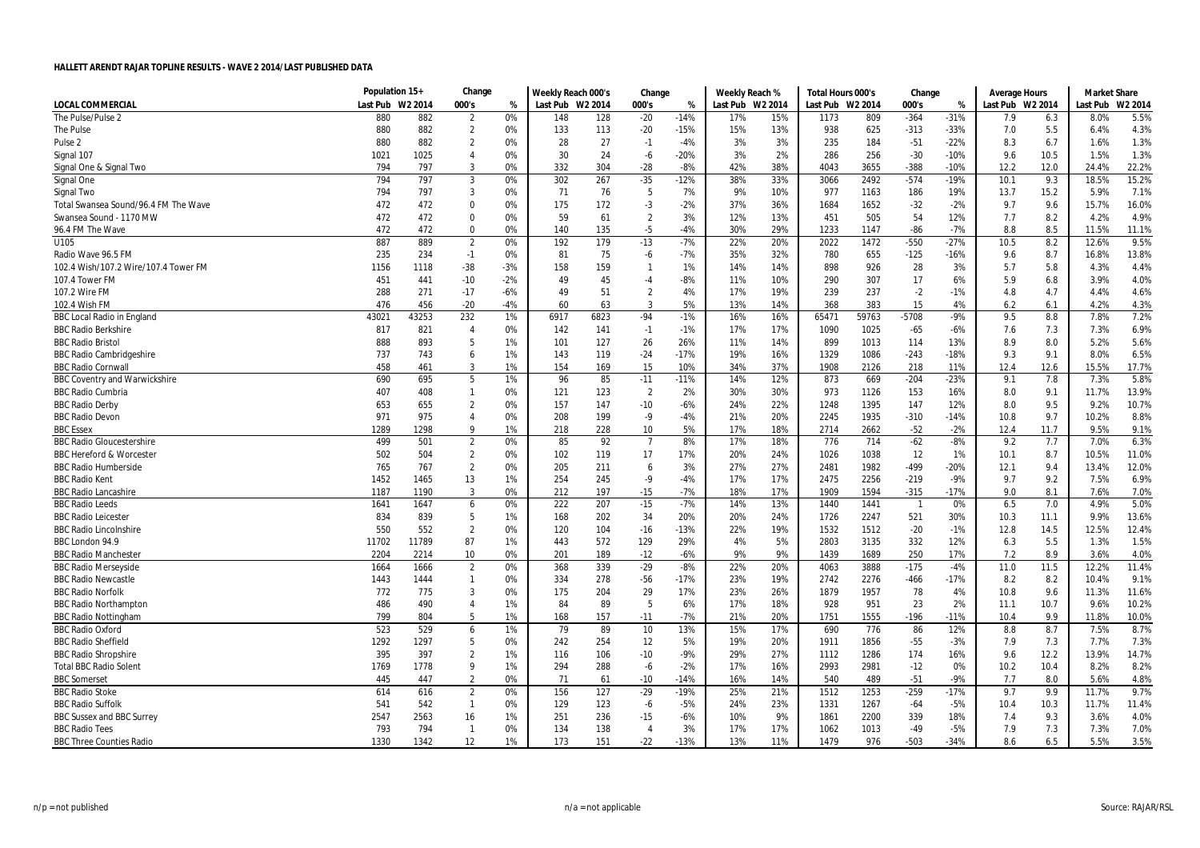**HALLETT ARENDT RAJAR TOPLINE RESULTS - WAVE 2 2014/LAST PUBLISHED DATA**

| | Population 15+ | | Change | | Weekly Reach 000's | | Change | | Weekly Reach % | | Total Hours 000's | | Change | | Average Hours | | Market Share | |
|---|---|---|---|---|---|---|---|---|---|---|---|---|---|---|---|---|---|---|
| **LOCAL COMMERCIAL** | Last Pub | W2 2014 | 000's | % | Last Pub | W2 2014 | 000's | % | Last Pub | W2 2014 | Last Pub | W2 2014 | 000's | % | Last Pub | W2 2014 | Last Pub | W2 2014 |
| The Pulse/Pulse 2 | 880 | 882 | 2 | 0% | 148 | 128 | -20 | -14% | 17% | 15% | 1173 | 809 | -364 | -31% | 7.9 | 6.3 | 8.0% | 5.5% |
| The Pulse | 880 | 882 | 2 | 0% | 133 | 113 | -20 | -15% | 15% | 13% | 938 | 625 | -313 | -33% | 7.0 | 5.5 | 6.4% | 4.3% |
| Pulse 2 | 880 | 882 | 2 | 0% | 28 | 27 | -1 | -4% | 3% | 3% | 235 | 184 | -51 | -22% | 8.3 | 6.7 | 1.6% | 1.3% |
| Signal 107 | 1021 | 1025 | 4 | 0% | 30 | 24 | -6 | -20% | 3% | 2% | 286 | 256 | -30 | -10% | 9.6 | 10.5 | 1.5% | 1.3% |
| Signal One & Signal Two | 794 | 797 | 3 | 0% | 332 | 304 | -28 | -8% | 42% | 38% | 4043 | 3655 | -388 | -10% | 12.2 | 12.0 | 24.4% | 22.2% |
| Signal One | 794 | 797 | 3 | 0% | 302 | 267 | -35 | -12% | 38% | 33% | 3066 | 2492 | -574 | -19% | 10.1 | 9.3 | 18.5% | 15.2% |
| Signal Two | 794 | 797 | 3 | 0% | 71 | 76 | 5 | 7% | 9% | 10% | 977 | 1163 | 186 | 19% | 13.7 | 15.2 | 5.9% | 7.1% |
| Total Swansea Sound/96.4 FM The Wave | 472 | 472 | 0 | 0% | 175 | 172 | -3 | -2% | 37% | 36% | 1684 | 1652 | -32 | -2% | 9.7 | 9.6 | 15.7% | 16.0% |
| Swansea Sound - 1170 MW | 472 | 472 | 0 | 0% | 59 | 61 | 2 | 3% | 12% | 13% | 451 | 505 | 54 | 12% | 7.7 | 8.2 | 4.2% | 4.9% |
| 96.4 FM The Wave | 472 | 472 | 0 | 0% | 140 | 135 | -5 | -4% | 30% | 29% | 1233 | 1147 | -86 | -7% | 8.8 | 8.5 | 11.5% | 11.1% |
| U105 | 887 | 889 | 2 | 0% | 192 | 179 | -13 | -7% | 22% | 20% | 2022 | 1472 | -550 | -27% | 10.5 | 8.2 | 12.6% | 9.5% |
| Radio Wave 96.5 FM | 235 | 234 | -1 | 0% | 81 | 75 | -6 | -7% | 35% | 32% | 780 | 655 | -125 | -16% | 9.6 | 8.7 | 16.8% | 13.8% |
| 102.4 Wish/107.2 Wire/107.4 Tower FM | 1156 | 1118 | -38 | -3% | 158 | 159 | 1 | 1% | 14% | 14% | 898 | 926 | 28 | 3% | 5.7 | 5.8 | 4.3% | 4.4% |
| 107.4 Tower FM | 451 | 441 | -10 | -2% | 49 | 45 | -4 | -8% | 11% | 10% | 290 | 307 | 17 | 6% | 5.9 | 6.8 | 3.9% | 4.0% |
| 107.2 Wire FM | 288 | 271 | -17 | -6% | 49 | 51 | 2 | 4% | 17% | 19% | 239 | 237 | -2 | -1% | 4.8 | 4.7 | 4.4% | 4.6% |
| 102.4 Wish FM | 476 | 456 | -20 | -4% | 60 | 63 | 3 | 5% | 13% | 14% | 368 | 383 | 15 | 4% | 6.2 | 6.1 | 4.2% | 4.3% |
| BBC Local Radio in England | 43021 | 43253 | 232 | 1% | 6917 | 6823 | -94 | -1% | 16% | 16% | 65471 | 59763 | -5708 | -9% | 9.5 | 8.8 | 7.8% | 7.2% |
| BBC Radio Berkshire | 817 | 821 | 4 | 0% | 142 | 141 | -1 | -1% | 17% | 17% | 1090 | 1025 | -65 | -6% | 7.6 | 7.3 | 7.3% | 6.9% |
| BBC Radio Bristol | 888 | 893 | 5 | 1% | 101 | 127 | 26 | 26% | 11% | 14% | 899 | 1013 | 114 | 13% | 8.9 | 8.0 | 5.2% | 5.6% |
| BBC Radio Cambridgeshire | 737 | 743 | 6 | 1% | 143 | 119 | -24 | -17% | 19% | 16% | 1329 | 1086 | -243 | -18% | 9.3 | 9.1 | 8.0% | 6.5% |
| BBC Radio Cornwall | 458 | 461 | 3 | 1% | 154 | 169 | 15 | 10% | 34% | 37% | 1908 | 2126 | 218 | 11% | 12.4 | 12.6 | 15.5% | 17.7% |
| BBC Coventry and Warwickshire | 690 | 695 | 5 | 1% | 96 | 85 | -11 | -11% | 14% | 12% | 873 | 669 | -204 | -23% | 9.1 | 7.8 | 7.3% | 5.8% |
| BBC Radio Cumbria | 407 | 408 | 1 | 0% | 121 | 123 | 2 | 2% | 30% | 30% | 973 | 1126 | 153 | 16% | 8.0 | 9.1 | 11.7% | 13.9% |
| BBC Radio Derby | 653 | 655 | 2 | 0% | 157 | 147 | -10 | -6% | 24% | 22% | 1248 | 1395 | 147 | 12% | 8.0 | 9.5 | 9.2% | 10.7% |
| BBC Radio Devon | 971 | 975 | 4 | 0% | 208 | 199 | -9 | -4% | 21% | 20% | 2245 | 1935 | -310 | -14% | 10.8 | 9.7 | 10.2% | 8.8% |
| BBC Essex | 1289 | 1298 | 9 | 1% | 218 | 228 | 10 | 5% | 17% | 18% | 2714 | 2662 | -52 | -2% | 12.4 | 11.7 | 9.5% | 9.1% |
| BBC Radio Gloucestershire | 499 | 501 | 2 | 0% | 85 | 92 | 7 | 8% | 17% | 18% | 776 | 714 | -62 | -8% | 9.2 | 7.7 | 7.0% | 6.3% |
| BBC Hereford & Worcester | 502 | 504 | 2 | 0% | 102 | 119 | 17 | 17% | 20% | 24% | 1026 | 1038 | 12 | 1% | 10.1 | 8.7 | 10.5% | 11.0% |
| BBC Radio Humberside | 765 | 767 | 2 | 0% | 205 | 211 | 6 | 3% | 27% | 27% | 2481 | 1982 | -499 | -20% | 12.1 | 9.4 | 13.4% | 12.0% |
| BBC Radio Kent | 1452 | 1465 | 13 | 1% | 254 | 245 | -9 | -4% | 17% | 17% | 2475 | 2256 | -219 | -9% | 9.7 | 9.2 | 7.5% | 6.9% |
| BBC Radio Lancashire | 1187 | 1190 | 3 | 0% | 212 | 197 | -15 | -7% | 18% | 17% | 1909 | 1594 | -315 | -17% | 9.0 | 8.1 | 7.6% | 7.0% |
| BBC Radio Leeds | 1641 | 1647 | 6 | 0% | 222 | 207 | -15 | -7% | 14% | 13% | 1440 | 1441 | 1 | 0% | 6.5 | 7.0 | 4.9% | 5.0% |
| BBC Radio Leicester | 834 | 839 | 5 | 1% | 168 | 202 | 34 | 20% | 20% | 24% | 1726 | 2247 | 521 | 30% | 10.3 | 11.1 | 9.9% | 13.6% |
| BBC Radio Lincolnshire | 550 | 552 | 2 | 0% | 120 | 104 | -16 | -13% | 22% | 19% | 1532 | 1512 | -20 | -1% | 12.8 | 14.5 | 12.5% | 12.4% |
| BBC London 94.9 | 11702 | 11789 | 87 | 1% | 443 | 572 | 129 | 29% | 4% | 5% | 2803 | 3135 | 332 | 12% | 6.3 | 5.5 | 1.3% | 1.5% |
| BBC Radio Manchester | 2204 | 2214 | 10 | 0% | 201 | 189 | -12 | -6% | 9% | 9% | 1439 | 1689 | 250 | 17% | 7.2 | 8.9 | 3.6% | 4.0% |
| BBC Radio Merseyside | 1664 | 1666 | 2 | 0% | 368 | 339 | -29 | -8% | 22% | 20% | 4063 | 3888 | -175 | -4% | 11.0 | 11.5 | 12.2% | 11.4% |
| BBC Radio Newcastle | 1443 | 1444 | 1 | 0% | 334 | 278 | -56 | -17% | 23% | 19% | 2742 | 2276 | -466 | -17% | 8.2 | 8.2 | 10.4% | 9.1% |
| BBC Radio Norfolk | 772 | 775 | 3 | 0% | 175 | 204 | 29 | 17% | 23% | 26% | 1879 | 1957 | 78 | 4% | 10.8 | 9.6 | 11.3% | 11.6% |
| BBC Radio Northampton | 486 | 490 | 4 | 1% | 84 | 89 | 5 | 6% | 17% | 18% | 928 | 951 | 23 | 2% | 11.1 | 10.7 | 9.6% | 10.2% |
| BBC Radio Nottingham | 799 | 804 | 5 | 1% | 168 | 157 | -11 | -7% | 21% | 20% | 1751 | 1555 | -196 | -11% | 10.4 | 9.9 | 11.8% | 10.0% |
| BBC Radio Oxford | 523 | 529 | 6 | 1% | 79 | 89 | 10 | 13% | 15% | 17% | 690 | 776 | 86 | 12% | 8.8 | 8.7 | 7.5% | 8.7% |
| BBC Radio Sheffield | 1292 | 1297 | 5 | 0% | 242 | 254 | 12 | 5% | 19% | 20% | 1911 | 1856 | -55 | -3% | 7.9 | 7.3 | 7.7% | 7.3% |
| BBC Radio Shropshire | 395 | 397 | 2 | 1% | 116 | 106 | -10 | -9% | 29% | 27% | 1112 | 1286 | 174 | 16% | 9.6 | 12.2 | 13.9% | 14.7% |
| Total BBC Radio Solent | 1769 | 1778 | 9 | 1% | 294 | 288 | -6 | -2% | 17% | 16% | 2993 | 2981 | -12 | 0% | 10.2 | 10.4 | 8.2% | 8.2% |
| BBC Somerset | 445 | 447 | 2 | 0% | 71 | 61 | -10 | -14% | 16% | 14% | 540 | 489 | -51 | -9% | 7.7 | 8.0 | 5.6% | 4.8% |
| BBC Radio Stoke | 614 | 616 | 2 | 0% | 156 | 127 | -29 | -19% | 25% | 21% | 1512 | 1253 | -259 | -17% | 9.7 | 9.9 | 11.7% | 9.7% |
| BBC Radio Suffolk | 541 | 542 | 1 | 0% | 129 | 123 | -6 | -5% | 24% | 23% | 1331 | 1267 | -64 | -5% | 10.4 | 10.3 | 11.7% | 11.4% |
| BBC Sussex and BBC Surrey | 2547 | 2563 | 16 | 1% | 251 | 236 | -15 | -6% | 10% | 9% | 1861 | 2200 | 339 | 18% | 7.4 | 9.3 | 3.6% | 4.0% |
| BBC Radio Tees | 793 | 794 | 1 | 0% | 134 | 138 | 4 | 3% | 17% | 17% | 1062 | 1013 | -49 | -5% | 7.9 | 7.3 | 7.3% | 7.0% |
| BBC Three Counties Radio | 1330 | 1342 | 12 | 1% | 173 | 151 | -22 | -13% | 13% | 11% | 1479 | 976 | -503 | -34% | 8.6 | 6.5 | 5.5% | 3.5% |

n/p = not published    n/a = not applicable    Source: RAJAR/RSL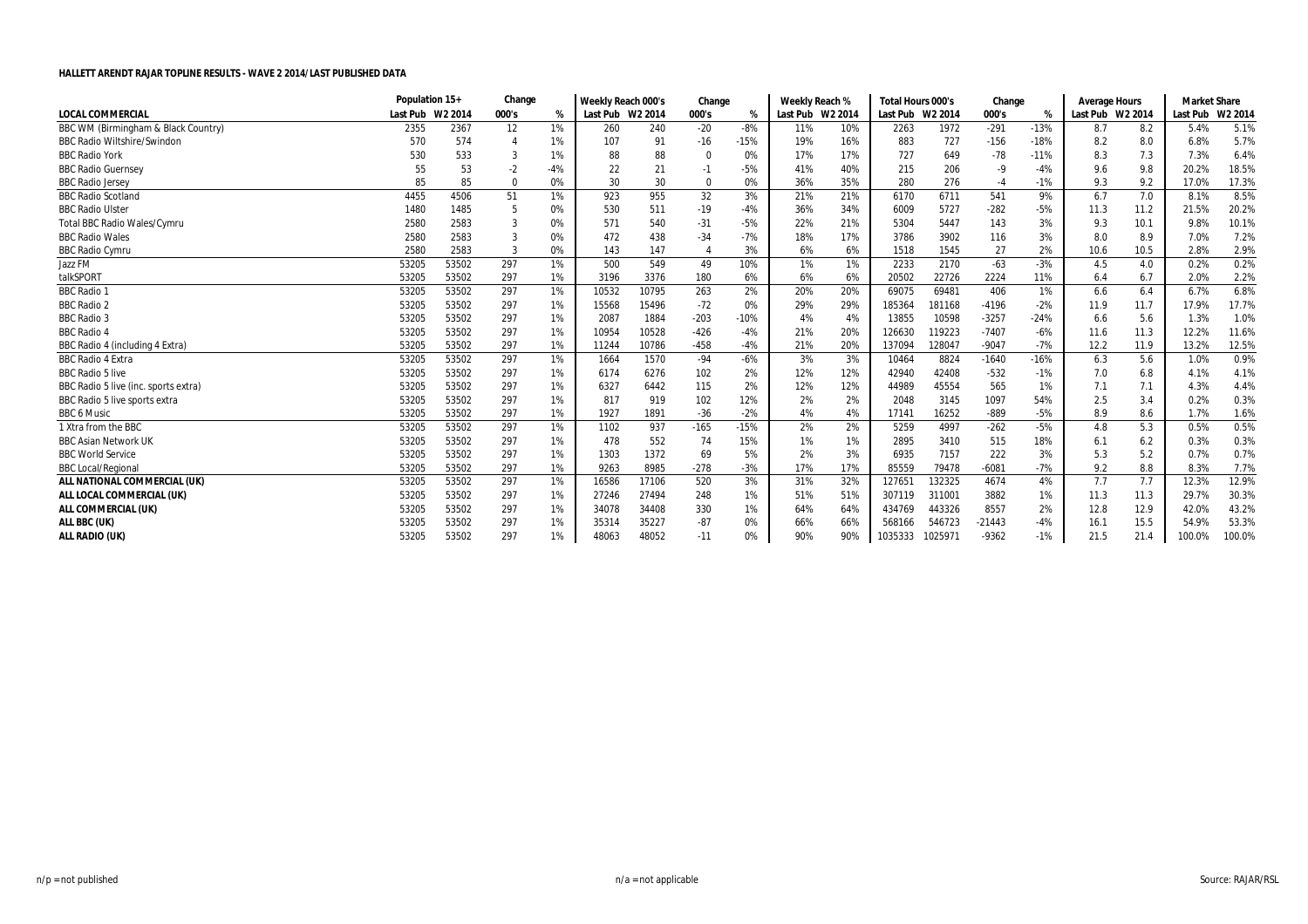**HALLETT ARENDT RAJAR TOPLINE RESULTS - WAVE 2 2014/LAST PUBLISHED DATA**

| | Population 15+ | | Change | | Weekly Reach 000's | | Change | | Weekly Reach % | | Total Hours 000's | | Change | | Average Hours | | Market Share | |
|---|---|---|---|---|---|---|---|---|---|---|---|---|---|---|---|---|---|---|
| LOCAL COMMERCIAL | Last Pub | W2 2014 | 000's | % | Last Pub | W2 2014 | 000's | % | Last Pub | W2 2014 | Last Pub | W2 2014 | 000's | % | Last Pub | W2 2014 | Last Pub | W2 2014 |
| BBC WM (Birmingham & Black Country) | 2355 | 2367 | 12 | 1% | 260 | 240 | -20 | -8% | 11% | 10% | 2263 | 1972 | -291 | -13% | 8.7 | 8.2 | 5.4% | 5.1% |
| BBC Radio Wiltshire/Swindon | 570 | 574 | 4 | 1% | 107 | 91 | -16 | -15% | 19% | 16% | 883 | 727 | -156 | -18% | 8.2 | 8.0 | 6.8% | 5.7% |
| BBC Radio York | 530 | 533 | 3 | 1% | 88 | 88 | 0 | 0% | 17% | 17% | 727 | 649 | -78 | -11% | 8.3 | 7.3 | 7.3% | 6.4% |
| BBC Radio Guernsey | 55 | 53 | -2 | -4% | 22 | 21 | -1 | -5% | 41% | 40% | 215 | 206 | -9 | -4% | 9.6 | 9.8 | 20.2% | 18.5% |
| BBC Radio Jersey | 85 | 85 | 0 | 0% | 30 | 30 | 0 | 0% | 36% | 35% | 280 | 276 | -4 | -1% | 9.3 | 9.2 | 17.0% | 17.3% |
| BBC Radio Scotland | 4455 | 4506 | 51 | 1% | 923 | 955 | 32 | 3% | 21% | 21% | 6170 | 6711 | 541 | 9% | 6.7 | 7.0 | 8.1% | 8.5% |
| BBC Radio Ulster | 1480 | 1485 | 5 | 0% | 530 | 511 | -19 | -4% | 36% | 34% | 6009 | 5727 | -282 | -5% | 11.3 | 11.2 | 21.5% | 20.2% |
| Total BBC Radio Wales/Cymru | 2580 | 2583 | 3 | 0% | 571 | 540 | -31 | -5% | 22% | 21% | 5304 | 5447 | 143 | 3% | 9.3 | 10.1 | 9.8% | 10.1% |
| BBC Radio Wales | 2580 | 2583 | 3 | 0% | 472 | 438 | -34 | -7% | 18% | 17% | 3786 | 3902 | 116 | 3% | 8.0 | 8.9 | 7.0% | 7.2% |
| BBC Radio Cymru | 2580 | 2583 | 3 | 0% | 143 | 147 | 4 | 3% | 6% | 6% | 1518 | 1545 | 27 | 2% | 10.6 | 10.5 | 2.8% | 2.9% |
| Jazz FM | 53205 | 53502 | 297 | 1% | 500 | 549 | 49 | 10% | 1% | 1% | 2233 | 2170 | -63 | -3% | 4.5 | 4.0 | 0.2% | 0.2% |
| talkSPORT | 53205 | 53502 | 297 | 1% | 3196 | 3376 | 180 | 6% | 6% | 6% | 20502 | 22726 | 2224 | 11% | 6.4 | 6.7 | 2.0% | 2.2% |
| BBC Radio 1 | 53205 | 53502 | 297 | 1% | 10532 | 10795 | 263 | 2% | 20% | 20% | 69075 | 69481 | 406 | 1% | 6.6 | 6.4 | 6.7% | 6.8% |
| BBC Radio 2 | 53205 | 53502 | 297 | 1% | 15568 | 15496 | -72 | 0% | 29% | 29% | 185364 | 181168 | -4196 | -2% | 11.9 | 11.7 | 17.9% | 17.7% |
| BBC Radio 3 | 53205 | 53502 | 297 | 1% | 2087 | 1884 | -203 | -10% | 4% | 4% | 13855 | 10598 | -3257 | -24% | 6.6 | 5.6 | 1.3% | 1.0% |
| BBC Radio 4 | 53205 | 53502 | 297 | 1% | 10954 | 10528 | -426 | -4% | 21% | 20% | 126630 | 119223 | -7407 | -6% | 11.6 | 11.3 | 12.2% | 11.6% |
| BBC Radio 4 (including 4 Extra) | 53205 | 53502 | 297 | 1% | 11244 | 10786 | -458 | -4% | 21% | 20% | 137094 | 128047 | -9047 | -7% | 12.2 | 11.9 | 13.2% | 12.5% |
| BBC Radio 4 Extra | 53205 | 53502 | 297 | 1% | 1664 | 1570 | -94 | -6% | 3% | 3% | 10464 | 8824 | -1640 | -16% | 6.3 | 5.6 | 1.0% | 0.9% |
| BBC Radio 5 live | 53205 | 53502 | 297 | 1% | 6174 | 6276 | 102 | 2% | 12% | 12% | 42940 | 42408 | -532 | -1% | 7.0 | 6.8 | 4.1% | 4.1% |
| BBC Radio 5 live (inc. sports extra) | 53205 | 53502 | 297 | 1% | 6327 | 6442 | 115 | 2% | 12% | 12% | 44989 | 45554 | 565 | 1% | 7.1 | 7.1 | 4.3% | 4.4% |
| BBC Radio 5 live sports extra | 53205 | 53502 | 297 | 1% | 817 | 919 | 102 | 12% | 2% | 2% | 2048 | 3145 | 1097 | 54% | 2.5 | 3.4 | 0.2% | 0.3% |
| BBC 6 Music | 53205 | 53502 | 297 | 1% | 1927 | 1891 | -36 | -2% | 4% | 4% | 17141 | 16252 | -889 | -5% | 8.9 | 8.6 | 1.7% | 1.6% |
| 1 Xtra from the BBC | 53205 | 53502 | 297 | 1% | 1102 | 937 | -165 | -15% | 2% | 2% | 5259 | 4997 | -262 | -5% | 4.8 | 5.3 | 0.5% | 0.5% |
| BBC Asian Network UK | 53205 | 53502 | 297 | 1% | 478 | 552 | 74 | 15% | 1% | 1% | 2895 | 3410 | 515 | 18% | 6.1 | 6.2 | 0.3% | 0.3% |
| BBC World Service | 53205 | 53502 | 297 | 1% | 1303 | 1372 | 69 | 5% | 2% | 3% | 6935 | 7157 | 222 | 3% | 5.3 | 5.2 | 0.7% | 0.7% |
| BBC Local/Regional | 53205 | 53502 | 297 | 1% | 9263 | 8985 | -278 | -3% | 17% | 17% | 85559 | 79478 | -6081 | -7% | 9.2 | 8.8 | 8.3% | 7.7% |
| **ALL NATIONAL COMMERCIAL (UK)** | 53205 | 53502 | 297 | 1% | 16586 | 17106 | 520 | 3% | 31% | 32% | 127651 | 132325 | 4674 | 4% | 7.7 | 7.7 | 12.3% | 12.9% |
| **ALL LOCAL COMMERCIAL (UK)** | 53205 | 53502 | 297 | 1% | 27246 | 27494 | 248 | 1% | 51% | 51% | 307119 | 311001 | 3882 | 1% | 11.3 | 11.3 | 29.7% | 30.3% |
| **ALL COMMERCIAL (UK)** | 53205 | 53502 | 297 | 1% | 34078 | 34408 | 330 | 1% | 64% | 64% | 434769 | 443326 | 8557 | 2% | 12.8 | 12.9 | 42.0% | 43.2% |
| **ALL BBC (UK)** | 53205 | 53502 | 297 | 1% | 35314 | 35227 | -87 | 0% | 66% | 66% | 568166 | 546723 | -21443 | -4% | 16.1 | 15.5 | 54.9% | 53.3% |
| **ALL RADIO (UK)** | 53205 | 53502 | 297 | 1% | 48063 | 48052 | -11 | 0% | 90% | 90% | 1035333 | 1025971 | -9362 | -1% | 21.5 | 21.4 | 100.0% | 100.0% |

n/p = not published

n/a = not applicable

Source: RAJAR/RSL